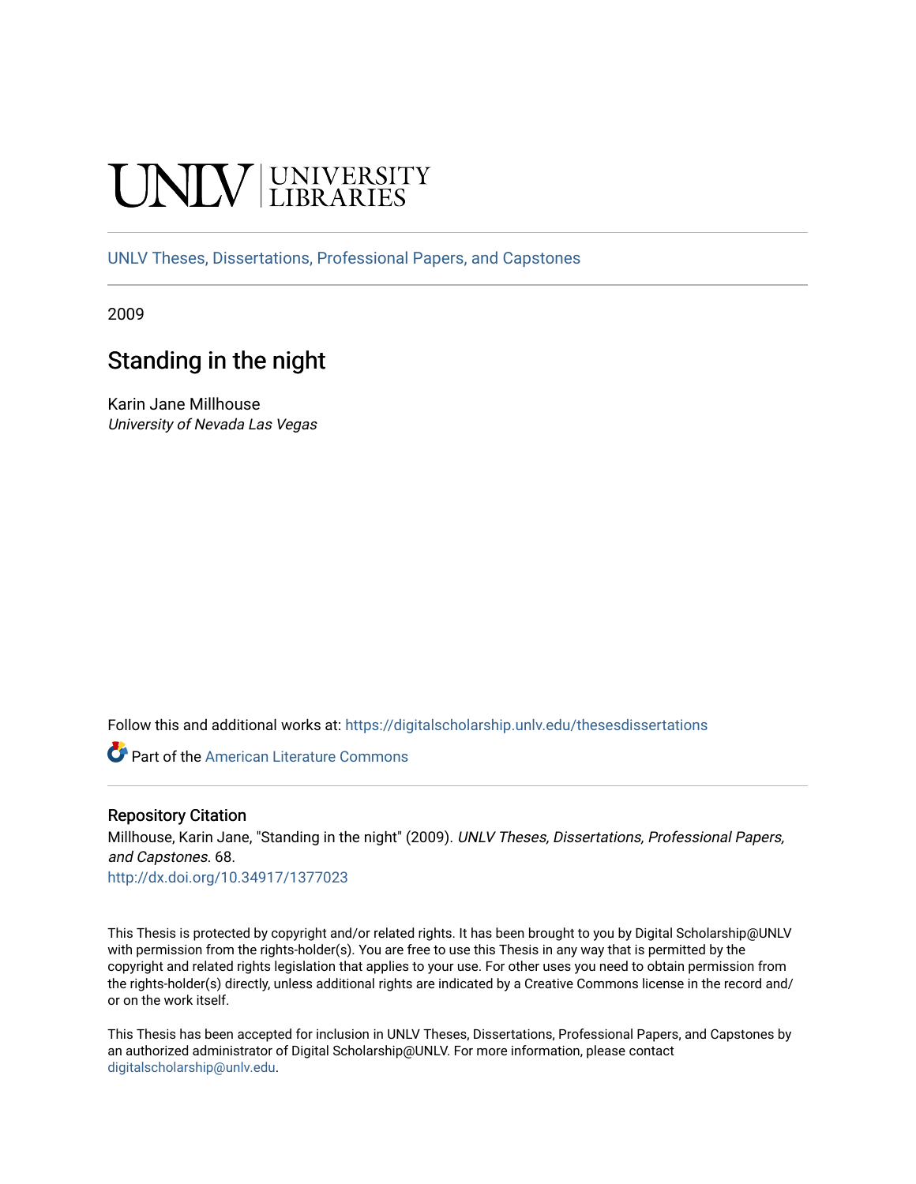UNLV | UNIVERSITY LIBRARIES

UNLV Theses, Dissertations, Professional Papers, and Capstones

2009

# Standing in the night

Karin Jane Millhouse
*University of Nevada Las Vegas*

Follow this and additional works at: https://digitalscholarship.unlv.edu/thesesdissertations

Part of the American Literature Commons

## Repository Citation

Millhouse, Karin Jane, "Standing in the night" (2009). *UNLV Theses, Dissertations, Professional Papers, and Capstones*. 68.
http://dx.doi.org/10.34917/1377023

This Thesis is protected by copyright and/or related rights. It has been brought to you by Digital Scholarship@UNLV with permission from the rights-holder(s). You are free to use this Thesis in any way that is permitted by the copyright and related rights legislation that applies to your use. For other uses you need to obtain permission from the rights-holder(s) directly, unless additional rights are indicated by a Creative Commons license in the record and/or on the work itself.

This Thesis has been accepted for inclusion in UNLV Theses, Dissertations, Professional Papers, and Capstones by an authorized administrator of Digital Scholarship@UNLV. For more information, please contact digitalscholarship@unlv.edu.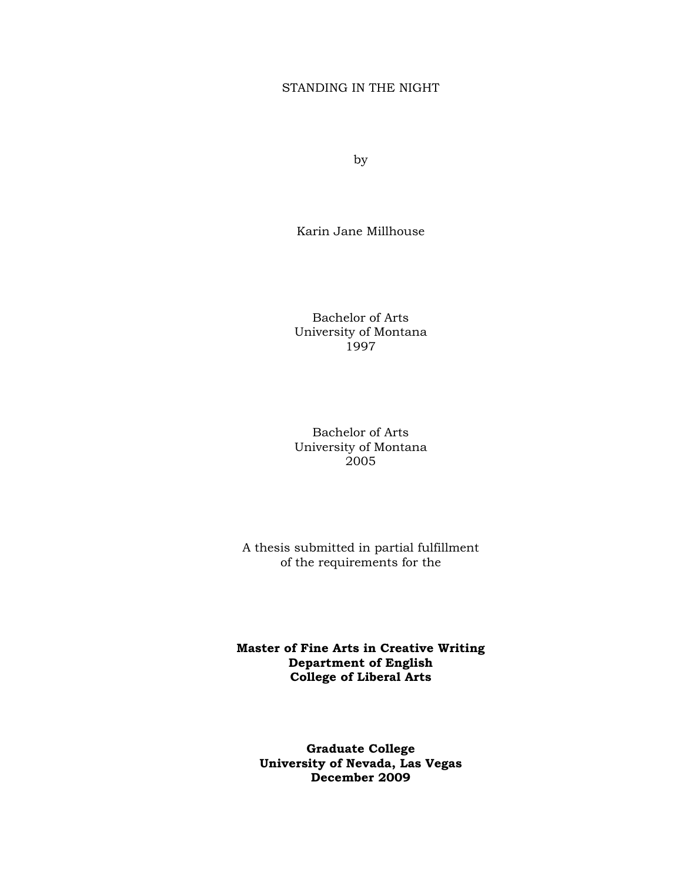STANDING IN THE NIGHT

by

Karin Jane Millhouse

Bachelor of Arts
University of Montana
1997

Bachelor of Arts
University of Montana
2005

A thesis submitted in partial fulfillment
of the requirements for the

**Master of Fine Arts in Creative Writing**
**Department of English**
**College of Liberal Arts**

**Graduate College**
**University of Nevada, Las Vegas**
**December 2009**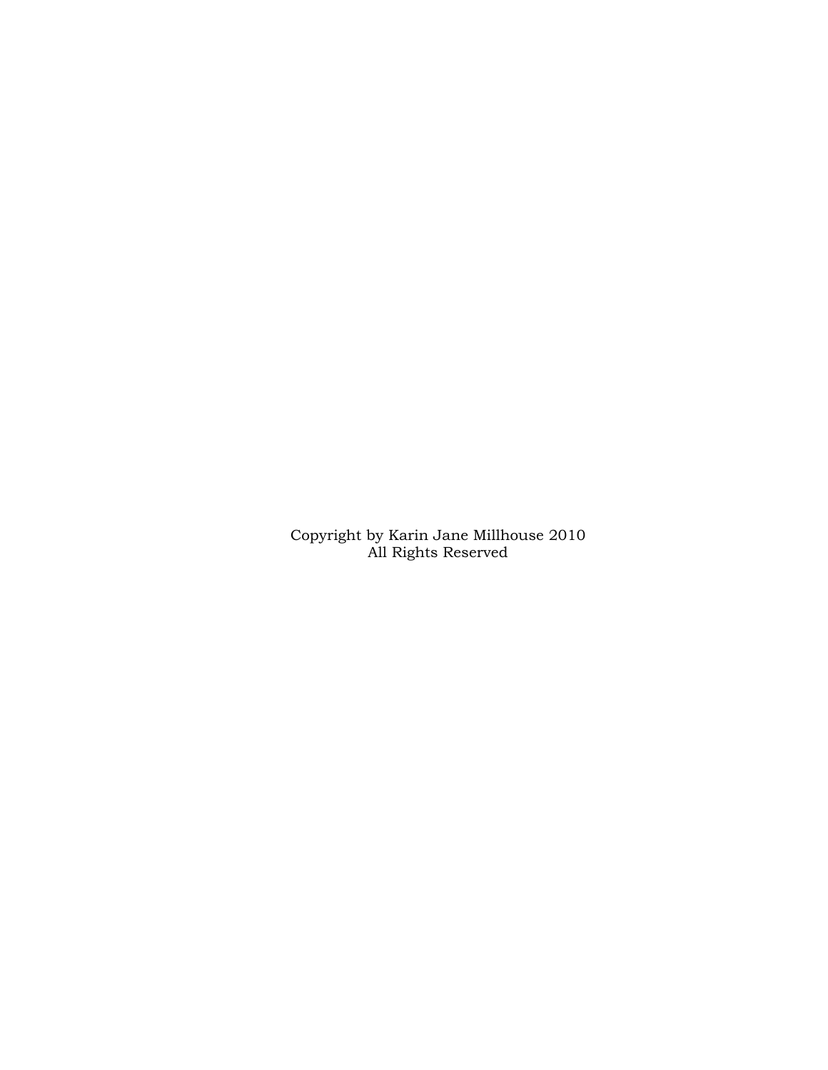Copyright by Karin Jane Millhouse 2010
All Rights Reserved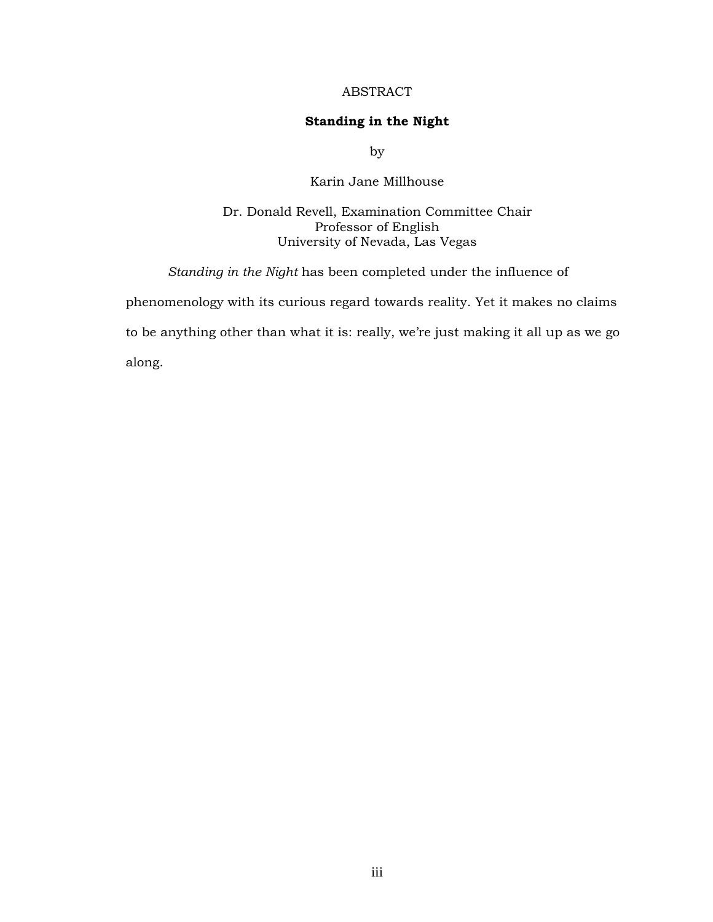# ABSTRACT

## Standing in the Night

by

Karin Jane Millhouse

Dr. Donald Revell, Examination Committee Chair
Professor of English
University of Nevada, Las Vegas

*Standing in the Night* has been completed under the influence of phenomenology with its curious regard towards reality. Yet it makes no claims to be anything other than what it is: really, we're just making it all up as we go along.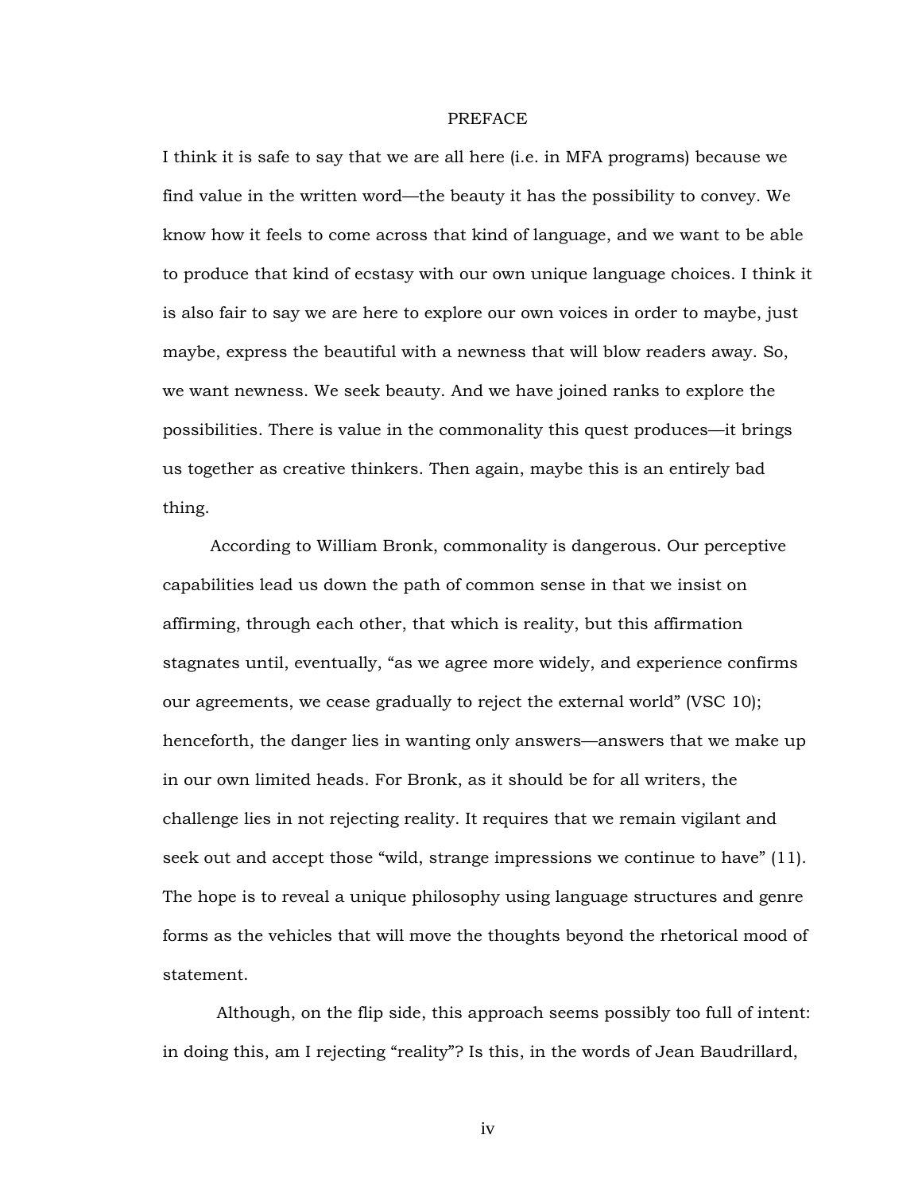# PREFACE

I think it is safe to say that we are all here (i.e. in MFA programs) because we find value in the written word—the beauty it has the possibility to convey. We know how it feels to come across that kind of language, and we want to be able to produce that kind of ecstasy with our own unique language choices. I think it is also fair to say we are here to explore our own voices in order to maybe, just maybe, express the beautiful with a newness that will blow readers away. So, we want newness. We seek beauty. And we have joined ranks to explore the possibilities. There is value in the commonality this quest produces—it brings us together as creative thinkers. Then again, maybe this is an entirely bad thing.

According to William Bronk, commonality is dangerous. Our perceptive capabilities lead us down the path of common sense in that we insist on affirming, through each other, that which is reality, but this affirmation stagnates until, eventually, "as we agree more widely, and experience confirms our agreements, we cease gradually to reject the external world" (VSC 10); henceforth, the danger lies in wanting only answers—answers that we make up in our own limited heads. For Bronk, as it should be for all writers, the challenge lies in not rejecting reality. It requires that we remain vigilant and seek out and accept those "wild, strange impressions we continue to have" (11). The hope is to reveal a unique philosophy using language structures and genre forms as the vehicles that will move the thoughts beyond the rhetorical mood of statement.

Although, on the flip side, this approach seems possibly too full of intent: in doing this, am I rejecting "reality"? Is this, in the words of Jean Baudrillard,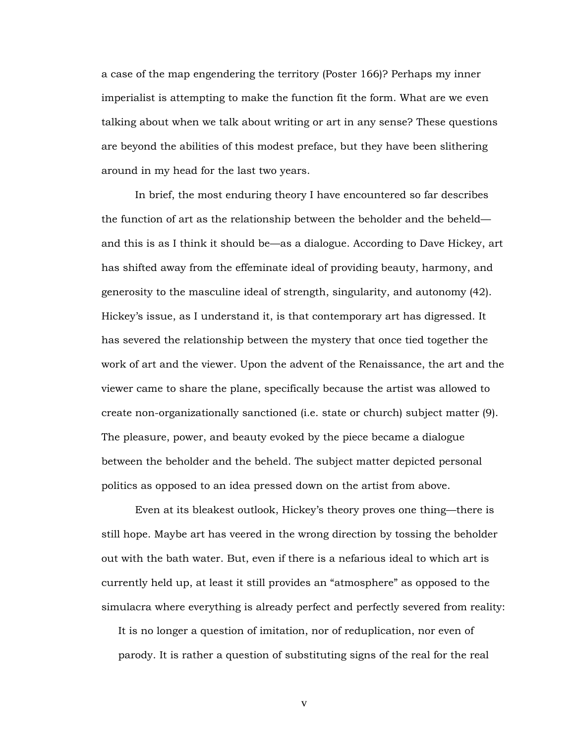a case of the map engendering the territory (Poster 166)? Perhaps my inner imperialist is attempting to make the function fit the form. What are we even talking about when we talk about writing or art in any sense? These questions are beyond the abilities of this modest preface, but they have been slithering around in my head for the last two years.

In brief, the most enduring theory I have encountered so far describes the function of art as the relationship between the beholder and the beheld—and this is as I think it should be—as a dialogue. According to Dave Hickey, art has shifted away from the effeminate ideal of providing beauty, harmony, and generosity to the masculine ideal of strength, singularity, and autonomy (42). Hickey's issue, as I understand it, is that contemporary art has digressed. It has severed the relationship between the mystery that once tied together the work of art and the viewer. Upon the advent of the Renaissance, the art and the viewer came to share the plane, specifically because the artist was allowed to create non-organizationally sanctioned (i.e. state or church) subject matter (9). The pleasure, power, and beauty evoked by the piece became a dialogue between the beholder and the beheld. The subject matter depicted personal politics as opposed to an idea pressed down on the artist from above.

Even at its bleakest outlook, Hickey's theory proves one thing—there is still hope. Maybe art has veered in the wrong direction by tossing the beholder out with the bath water. But, even if there is a nefarious ideal to which art is currently held up, at least it still provides an "atmosphere" as opposed to the simulacra where everything is already perfect and perfectly severed from reality:

> It is no longer a question of imitation, nor of reduplication, nor even of parody. It is rather a question of substituting signs of the real for the real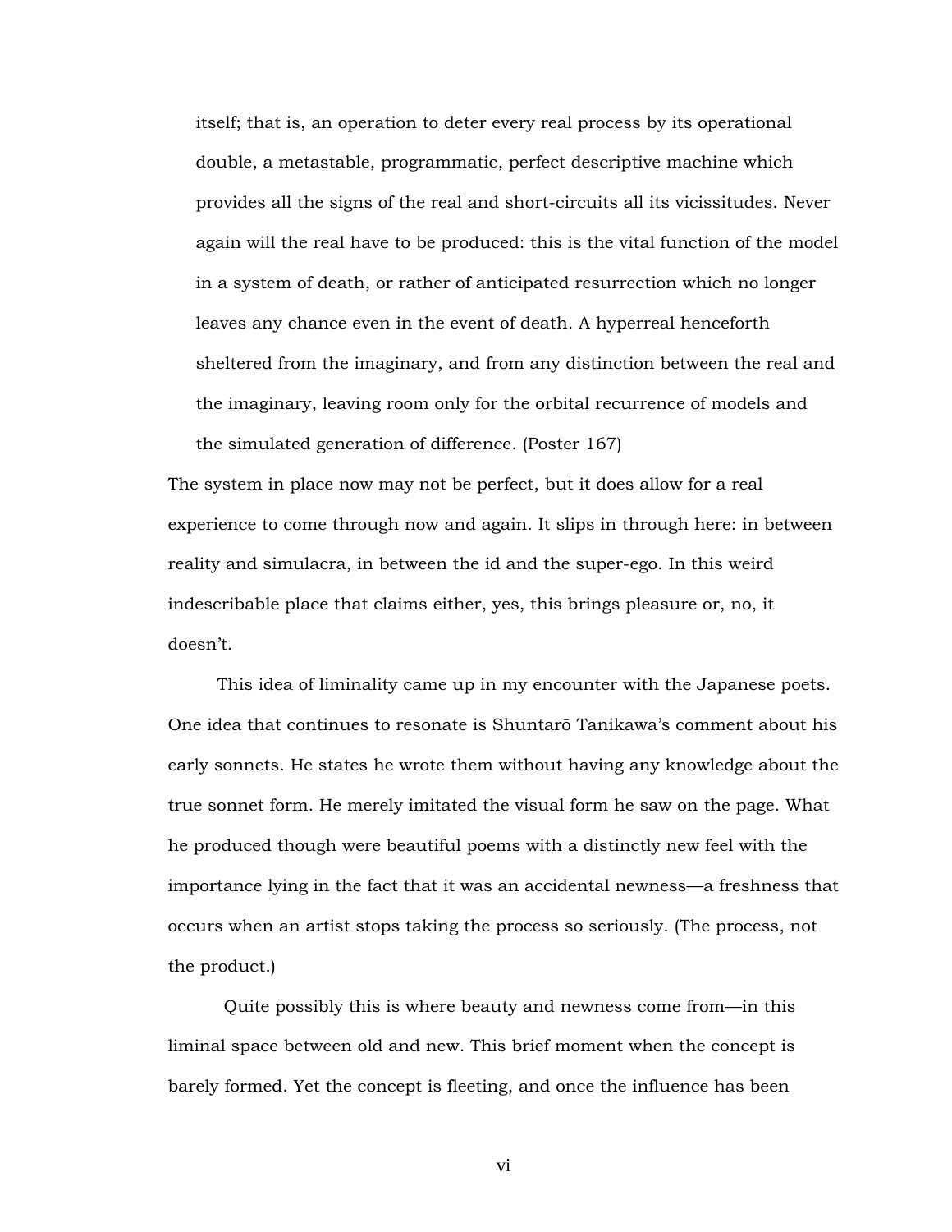> itself; that is, an operation to deter every real process by its operational double, a metastable, programmatic, perfect descriptive machine which provides all the signs of the real and short-circuits all its vicissitudes. Never again will the real have to be produced: this is the vital function of the model in a system of death, or rather of anticipated resurrection which no longer leaves any chance even in the event of death. A hyperreal henceforth sheltered from the imaginary, and from any distinction between the real and the imaginary, leaving room only for the orbital recurrence of models and the simulated generation of difference. (Poster 167)

The system in place now may not be perfect, but it does allow for a real experience to come through now and again. It slips in through here: in between reality and simulacra, in between the id and the super-ego. In this weird indescribable place that claims either, yes, this brings pleasure or, no, it doesn't.

This idea of liminality came up in my encounter with the Japanese poets. One idea that continues to resonate is Shuntarō Tanikawa's comment about his early sonnets. He states he wrote them without having any knowledge about the true sonnet form. He merely imitated the visual form he saw on the page. What he produced though were beautiful poems with a distinctly new feel with the importance lying in the fact that it was an accidental newness—a freshness that occurs when an artist stops taking the process so seriously. (The process, not the product.)

Quite possibly this is where beauty and newness come from—in this liminal space between old and new. This brief moment when the concept is barely formed. Yet the concept is fleeting, and once the influence has been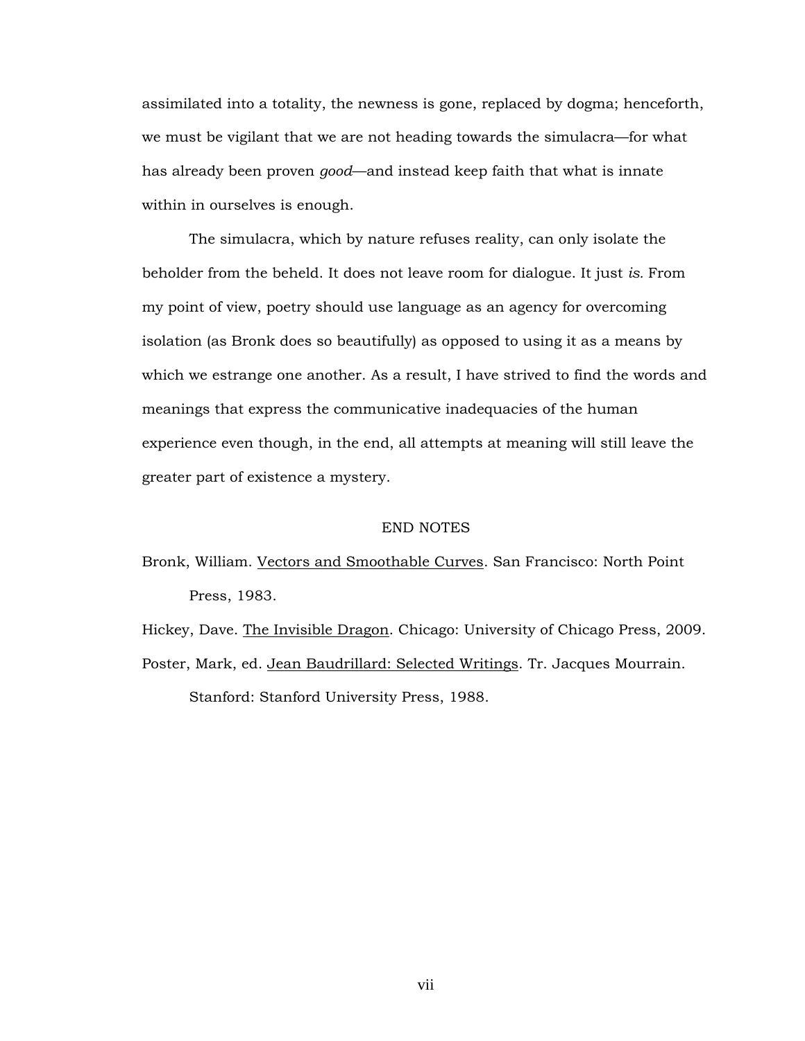assimilated into a totality, the newness is gone, replaced by dogma; henceforth, we must be vigilant that we are not heading towards the simulacra—for what has already been proven *good*—and instead keep faith that what is innate within in ourselves is enough.

The simulacra, which by nature refuses reality, can only isolate the beholder from the beheld. It does not leave room for dialogue. It just *is.* From my point of view, poetry should use language as an agency for overcoming isolation (as Bronk does so beautifully) as opposed to using it as a means by which we estrange one another. As a result, I have strived to find the words and meanings that express the communicative inadequacies of the human experience even though, in the end, all attempts at meaning will still leave the greater part of existence a mystery.

END NOTES

Bronk, William. Vectors and Smoothable Curves. San Francisco: North Point Press, 1983.

Hickey, Dave. The Invisible Dragon. Chicago: University of Chicago Press, 2009.

Poster, Mark, ed. Jean Baudrillard: Selected Writings. Tr. Jacques Mourrain. Stanford: Stanford University Press, 1988.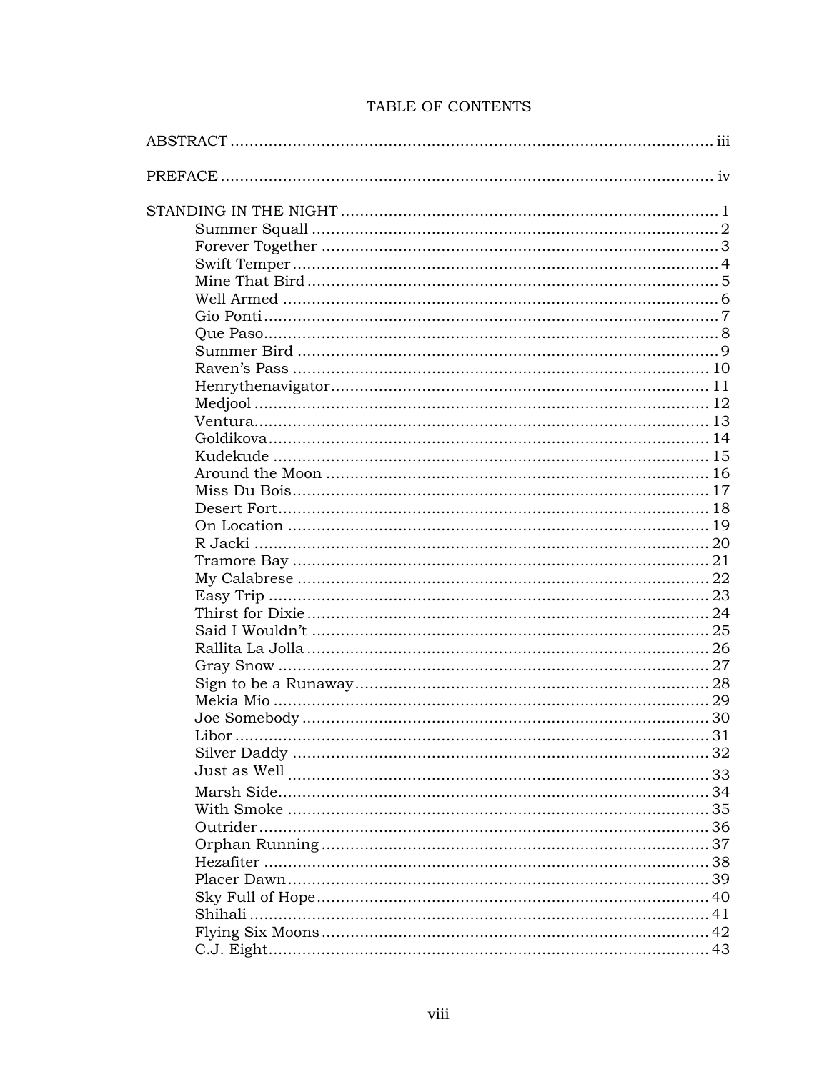# TABLE OF CONTENTS

ABSTRACT .................................................................................................. iii

PREFACE .................................................................................................... iv

STANDING IN THE NIGHT .......................................................................... 1

- Summer Squall .................................................................................. 2
- Forever Together ................................................................................ 3
- Swift Temper ...................................................................................... 4
- Mine That Bird ................................................................................... 5
- Well Armed ........................................................................................ 6
- Gio Ponti ............................................................................................ 7
- Que Paso ............................................................................................ 8
- Summer Bird ...................................................................................... 9
- Raven's Pass ..................................................................................... 10
- Henrythenavigator ............................................................................ 11
- Medjool ............................................................................................. 12
- Ventura .............................................................................................. 13
- Goldikova .......................................................................................... 14
- Kudekude .......................................................................................... 15
- Around the Moon .............................................................................. 16
- Miss Du Bois ..................................................................................... 17
- Desert Fort ........................................................................................ 18
- On Location ...................................................................................... 19
- R Jacki .............................................................................................. 20
- Tramore Bay ...................................................................................... 21
- My Calabrese .................................................................................... 22
- Easy Trip .......................................................................................... 23
- Thirst for Dixie .................................................................................. 24
- Said I Wouldn't ................................................................................. 25
- Rallita La Jolla .................................................................................. 26
- Gray Snow ........................................................................................ 27
- Sign to be a Runaway ....................................................................... 28
- Mekia Mio ......................................................................................... 29
- Joe Somebody ................................................................................... 30
- Libor ................................................................................................. 31
- Silver Daddy ..................................................................................... 32
- Just as Well ...................................................................................... 33
- Marsh Side ........................................................................................ 34
- With Smoke ...................................................................................... 35
- Outrider ............................................................................................ 36
- Orphan Running ............................................................................... 37
- Hezafiter ........................................................................................... 38
- Placer Dawn ...................................................................................... 39
- Sky Full of Hope ............................................................................... 40
- Shihali .............................................................................................. 41
- Flying Six Moons ............................................................................... 42
- C.J. Eight .......................................................................................... 43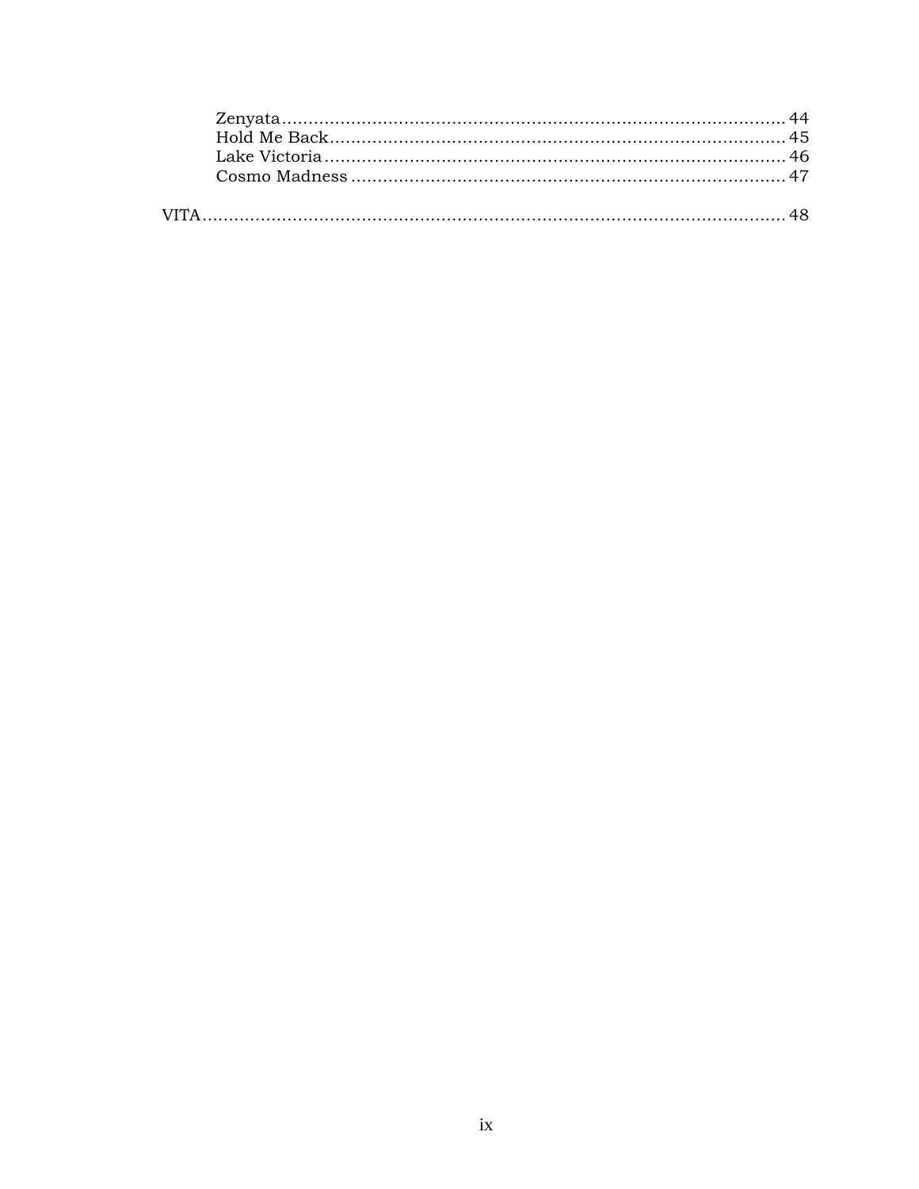Zenyata ........................................................................................ 44
Hold Me Back ................................................................................. 45
Lake Victoria .................................................................................. 46
Cosmo Madness ............................................................................. 47

VITA ................................................................................................. 48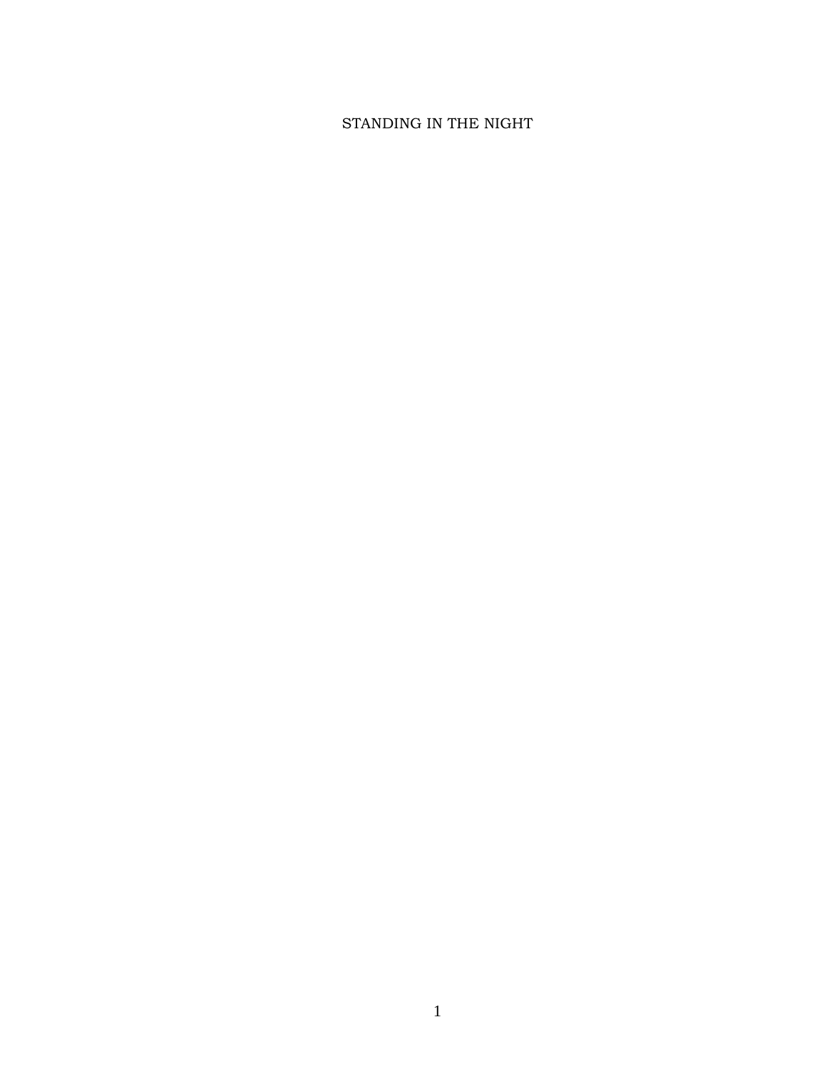# STANDING IN THE NIGHT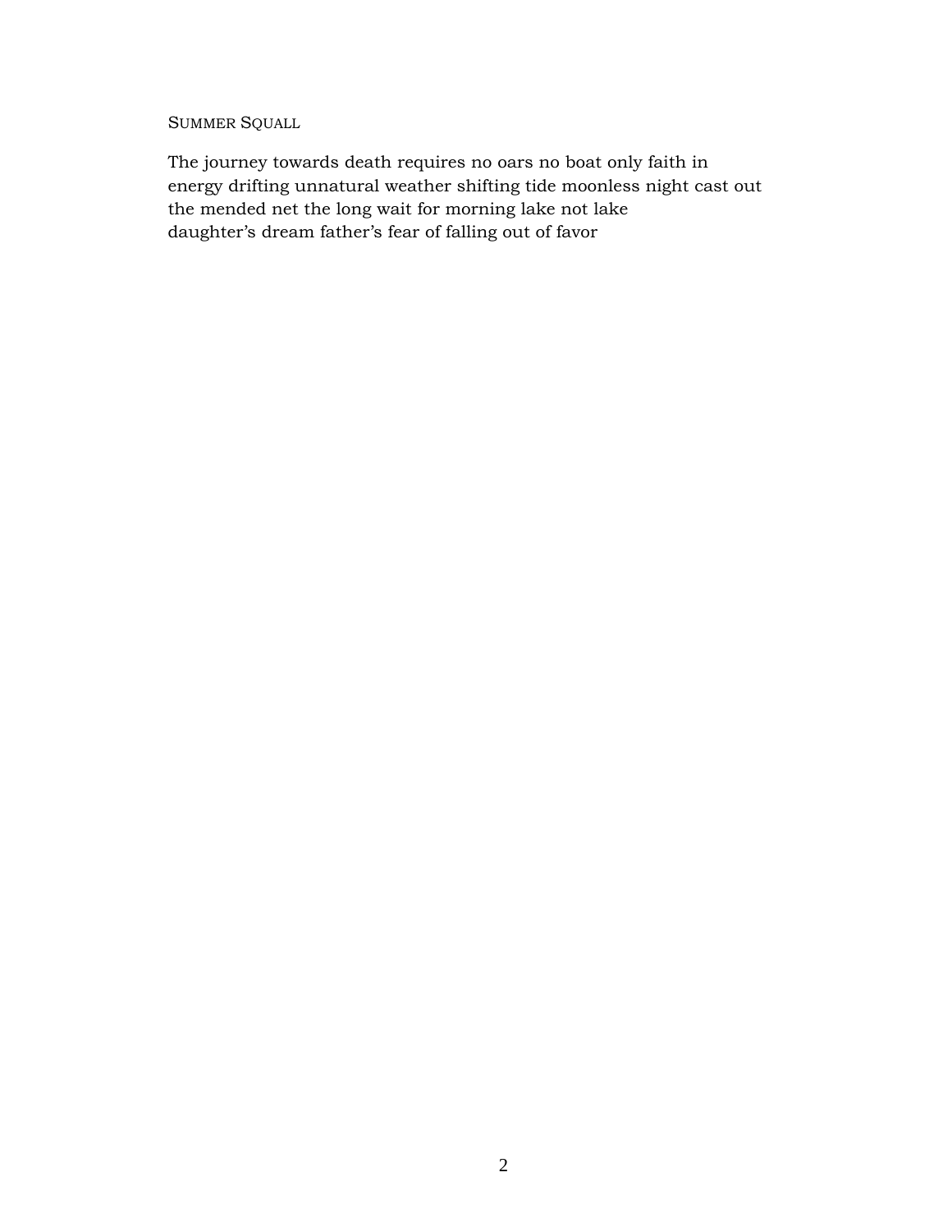## Summer Squall

The journey towards death requires no oars no boat only faith in
energy drifting unnatural weather shifting tide moonless night cast out
the mended net the long wait for morning lake not lake
daughter's dream father's fear of falling out of favor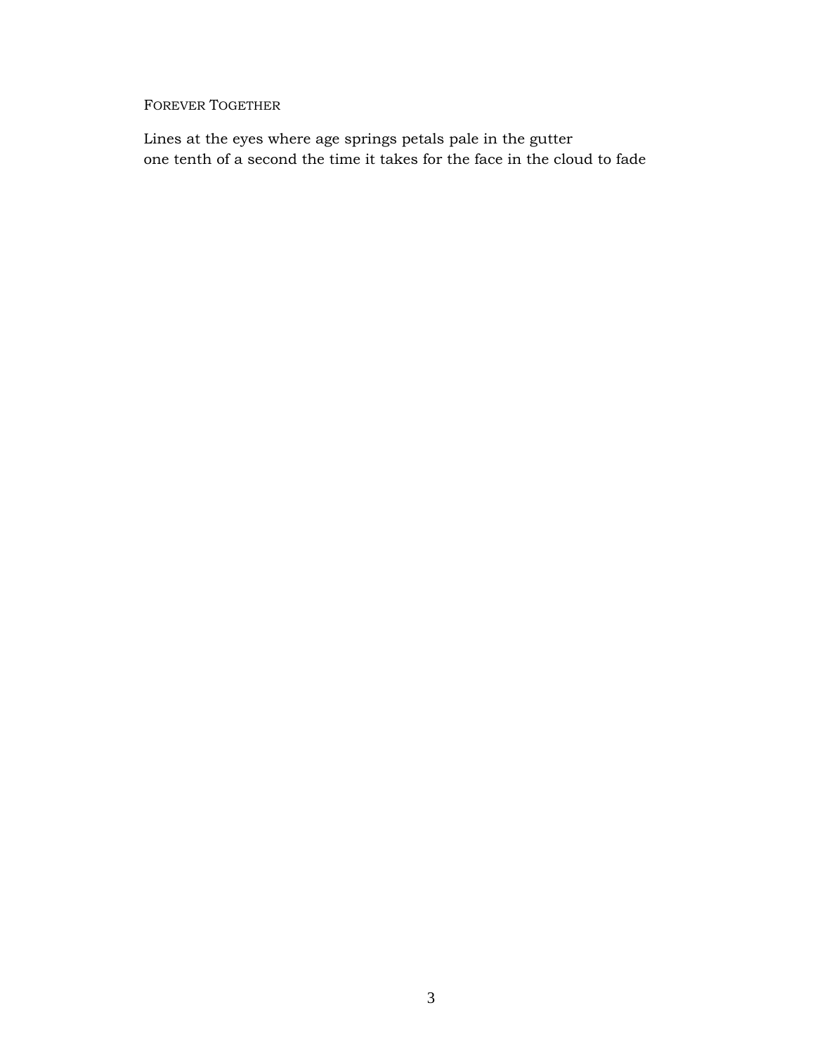## Forever Together

Lines at the eyes where age springs petals pale in the gutter
one tenth of a second the time it takes for the face in the cloud to fade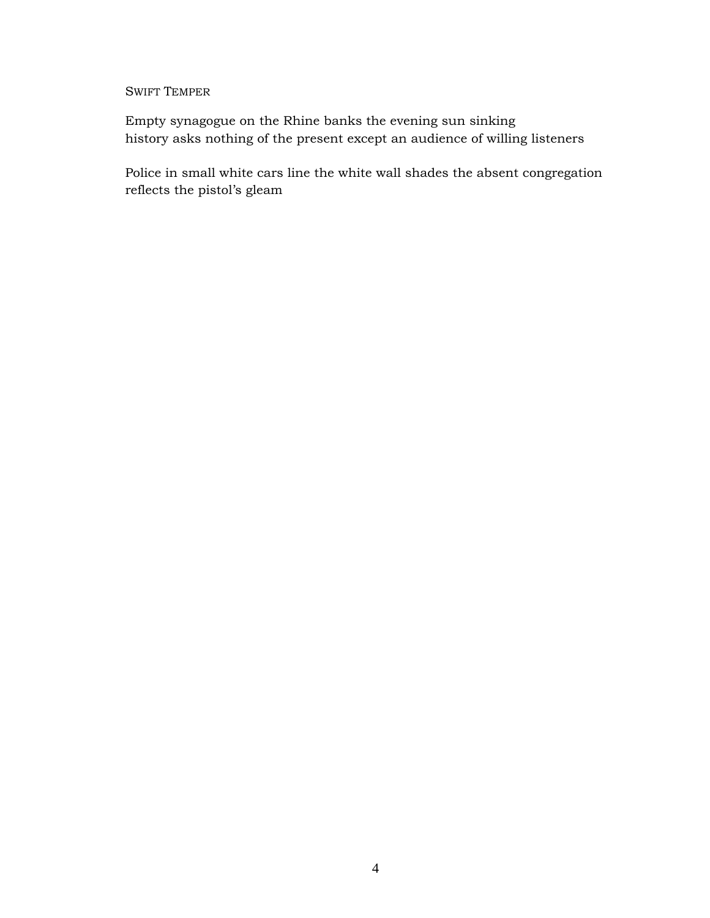## Swift Temper

Empty synagogue on the Rhine banks the evening sun sinking  
history asks nothing of the present except an audience of willing listeners

Police in small white cars line the white wall shades the absent congregation  
reflects the pistol's gleam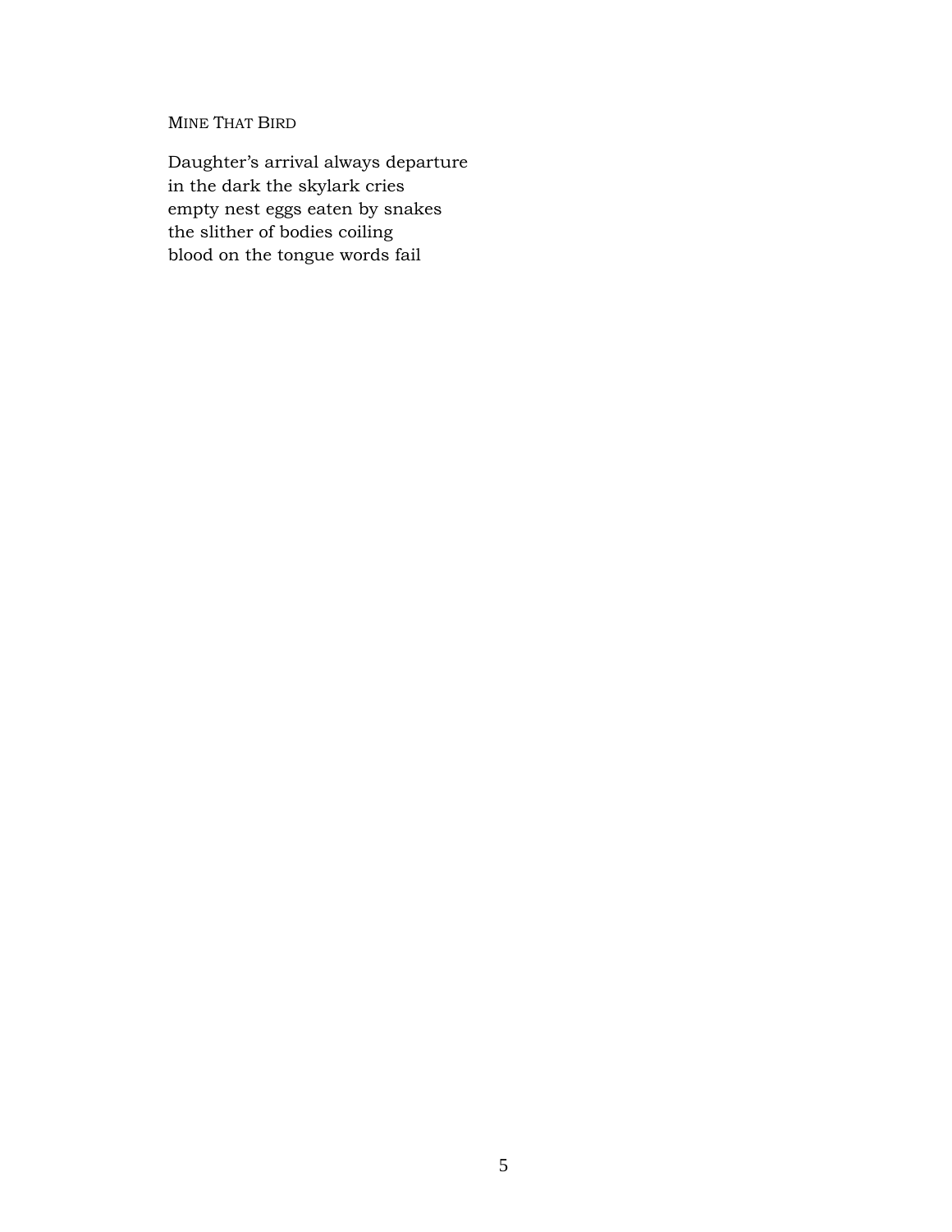## Mine That Bird

Daughter's arrival always departure
in the dark the skylark cries
empty nest eggs eaten by snakes
the slither of bodies coiling
blood on the tongue words fail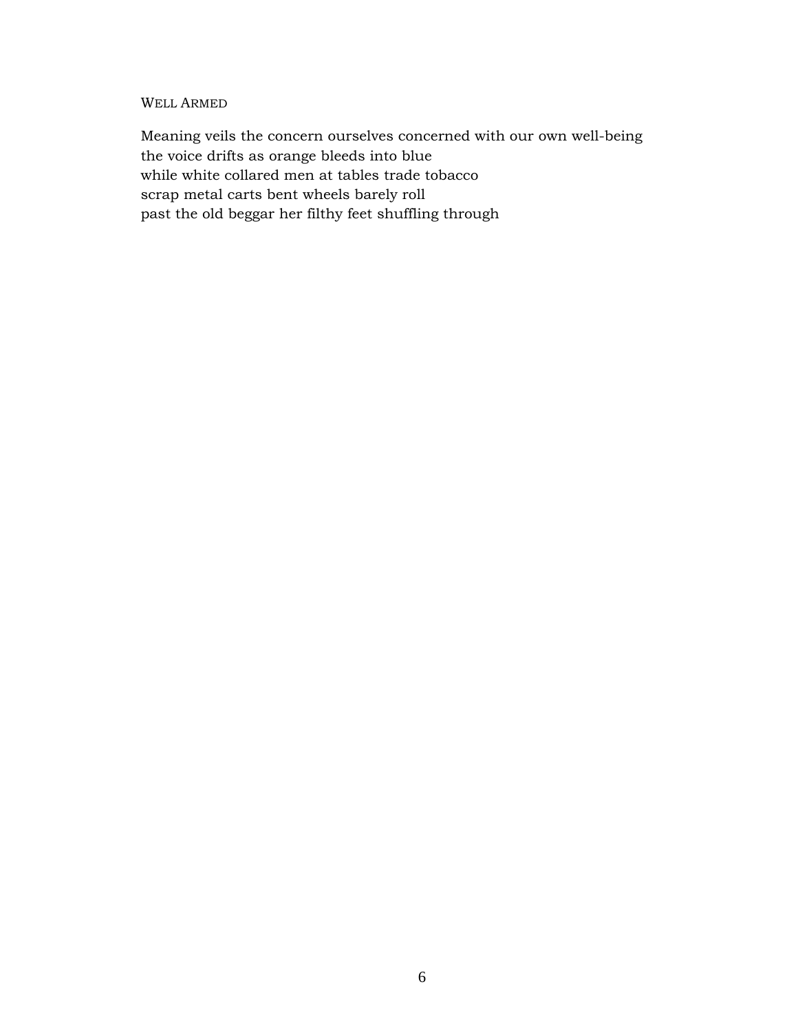## WELL ARMED

Meaning veils the concern ourselves concerned with our own well-being  
the voice drifts as orange bleeds into blue  
while white collared men at tables trade tobacco  
scrap metal carts bent wheels barely roll  
past the old beggar her filthy feet shuffling through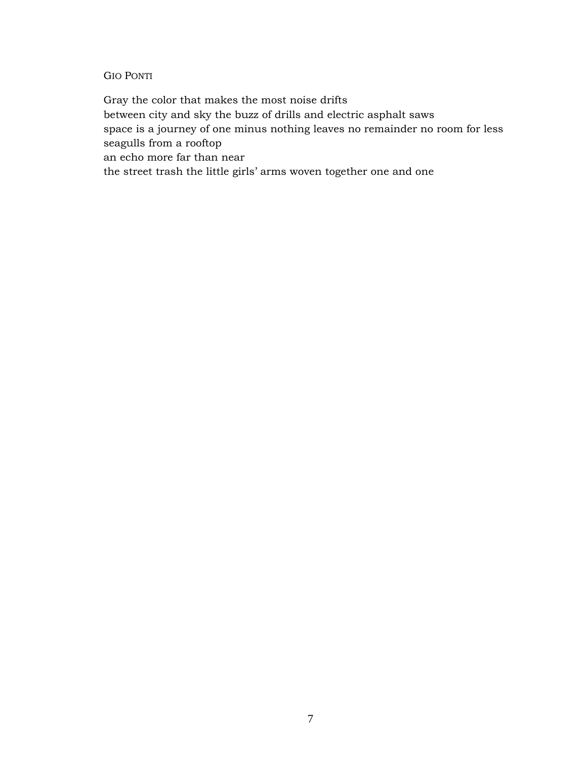## Gio Ponti

Gray the color that makes the most noise drifts  
between city and sky the buzz of drills and electric asphalt saws  
space is a journey of one minus nothing leaves no remainder no room for less  
seagulls from a rooftop  
an echo more far than near  
the street trash the little girls' arms woven together one and one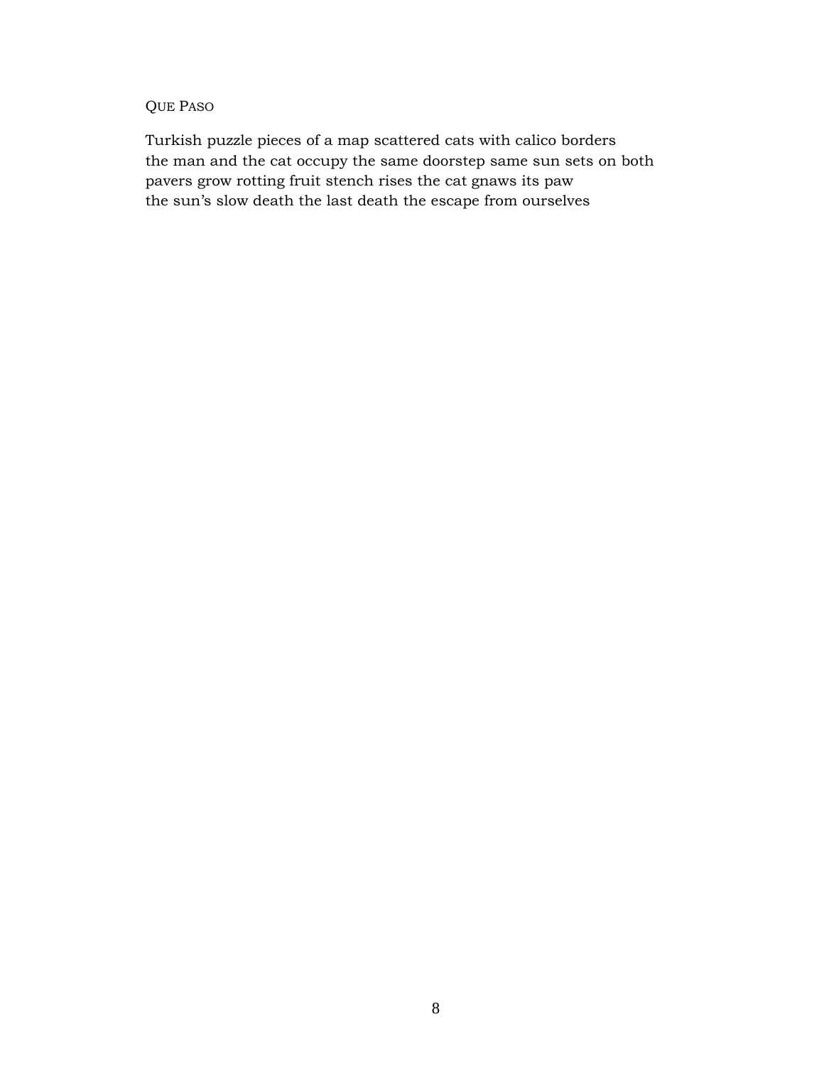## Que Paso

Turkish puzzle pieces of a map scattered cats with calico borders
the man and the cat occupy the same doorstep same sun sets on both
pavers grow rotting fruit stench rises the cat gnaws its paw
the sun’s slow death the last death the escape from ourselves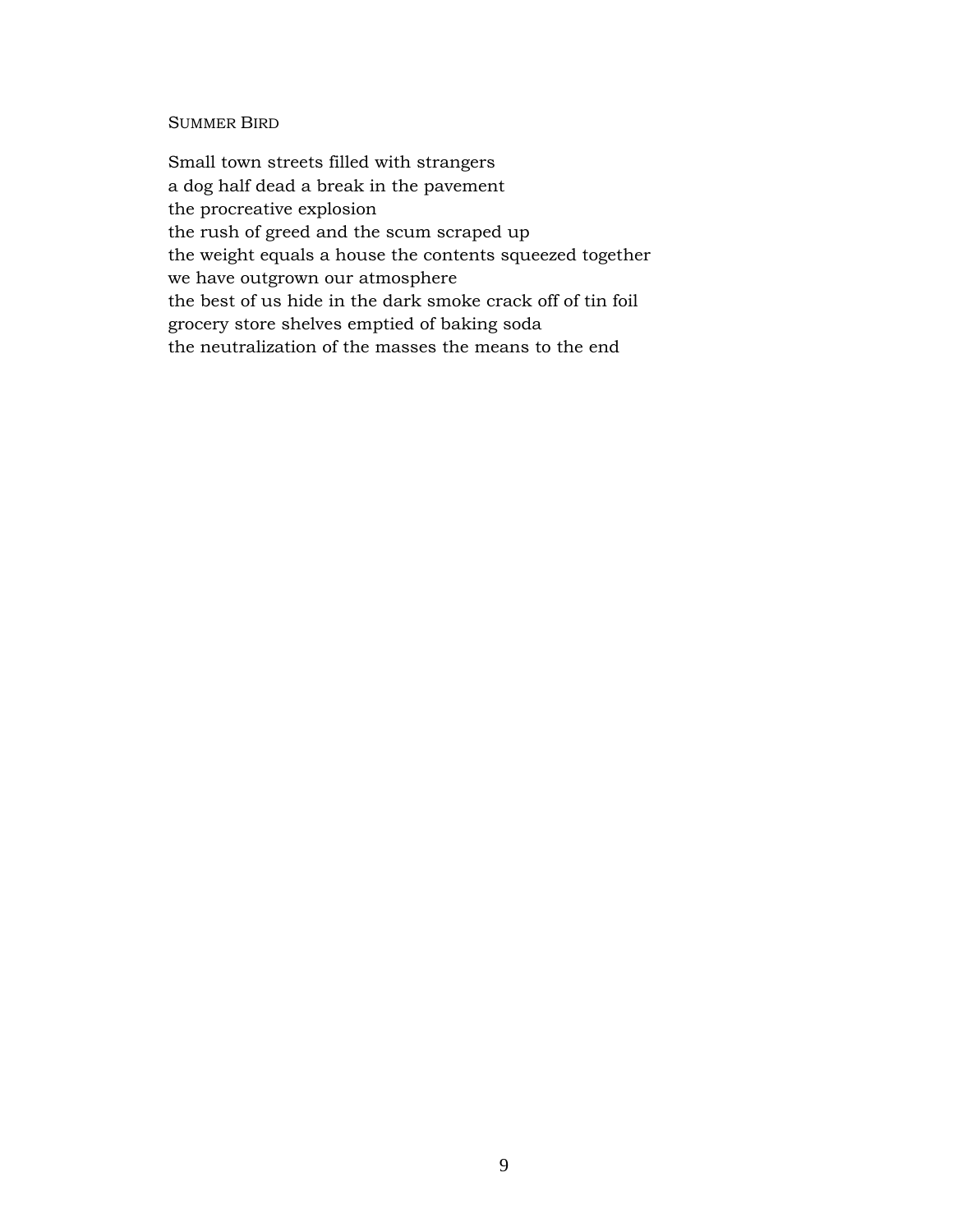## Summer Bird

Small town streets filled with strangers  
a dog half dead a break in the pavement  
the procreative explosion  
the rush of greed and the scum scraped up  
the weight equals a house the contents squeezed together  
we have outgrown our atmosphere  
the best of us hide in the dark smoke crack off of tin foil  
grocery store shelves emptied of baking soda  
the neutralization of the masses the means to the end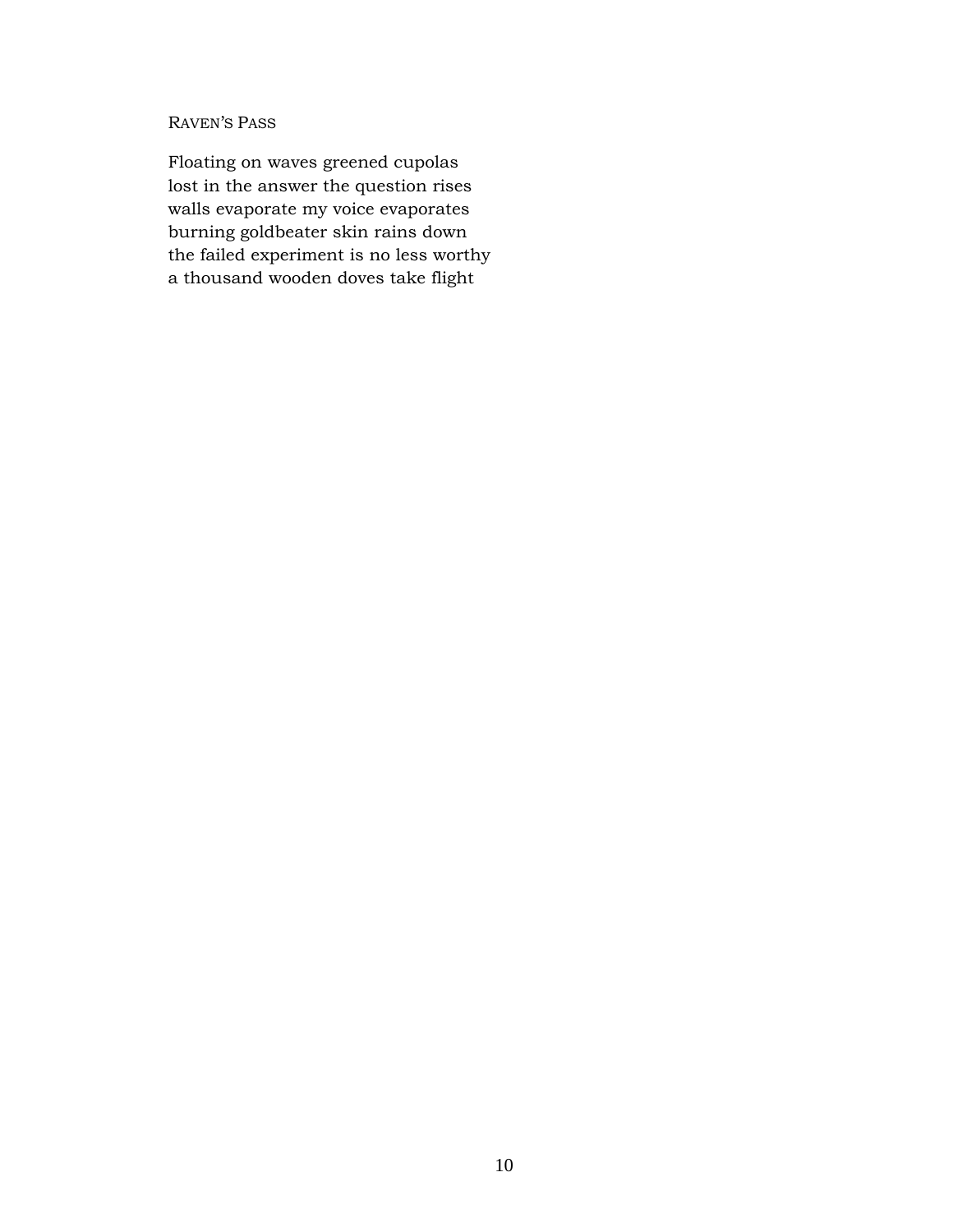## RAVEN'S PASS

Floating on waves greened cupolas  
lost in the answer the question rises  
walls evaporate my voice evaporates  
burning goldbeater skin rains down  
the failed experiment is no less worthy  
a thousand wooden doves take flight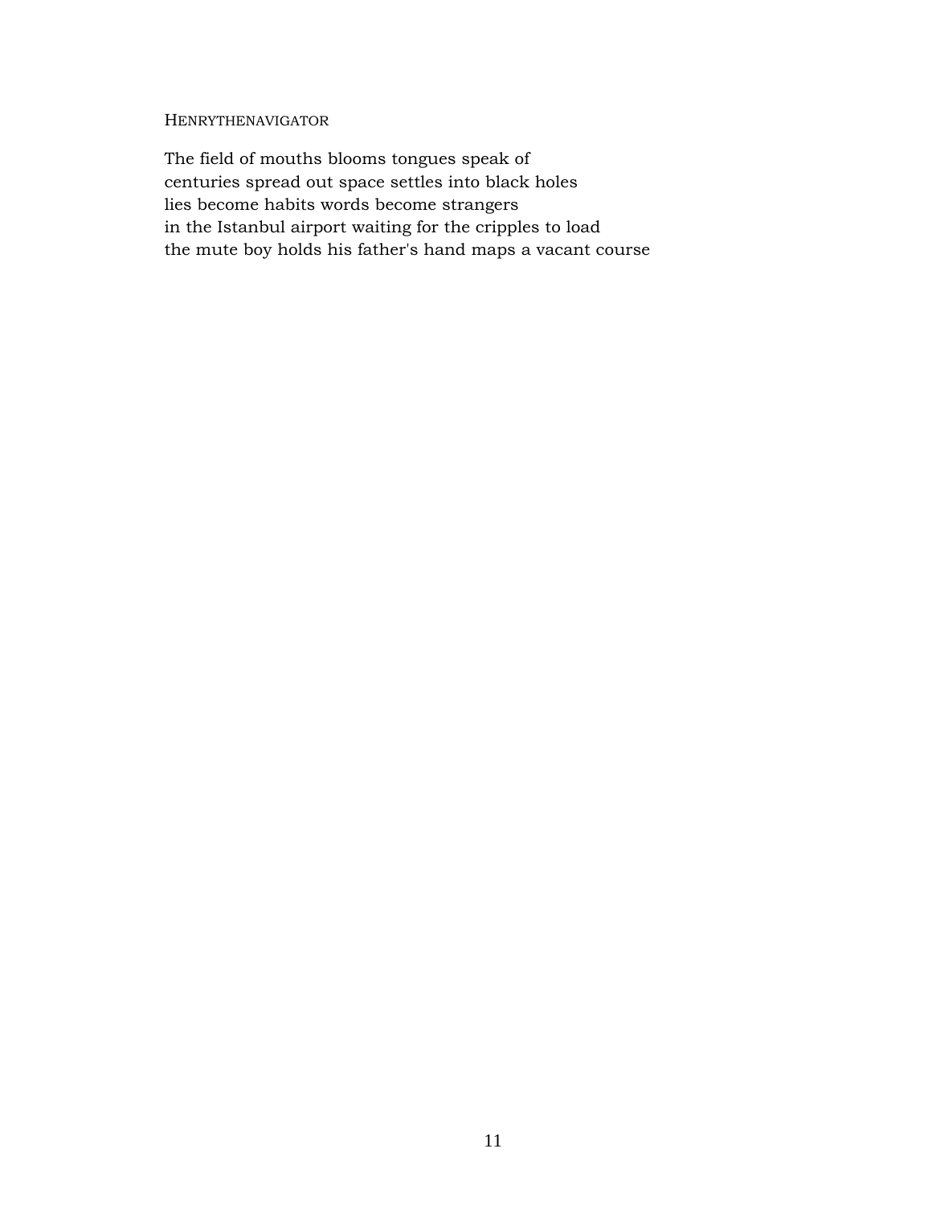## HENRYTHENAVIGATOR

The field of mouths blooms tongues speak of
centuries spread out space settles into black holes
lies become habits words become strangers
in the Istanbul airport waiting for the cripples to load
the mute boy holds his father's hand maps a vacant course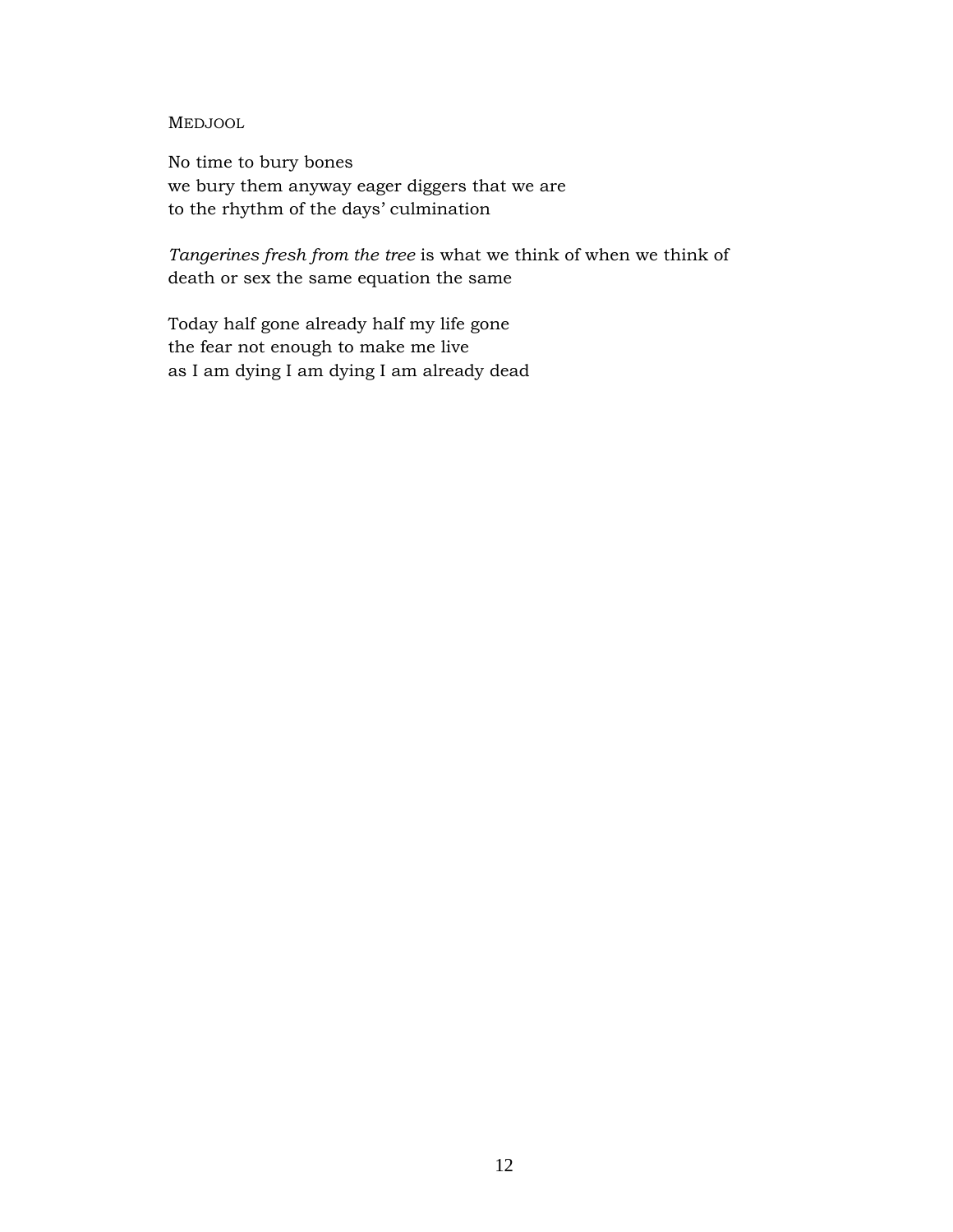## Medjool

No time to bury bones  
we bury them anyway eager diggers that we are  
to the rhythm of the days' culmination

*Tangerines fresh from the tree* is what we think of when we think of death or sex the same equation the same

Today half gone already half my life gone  
the fear not enough to make me live  
as I am dying I am dying I am already dead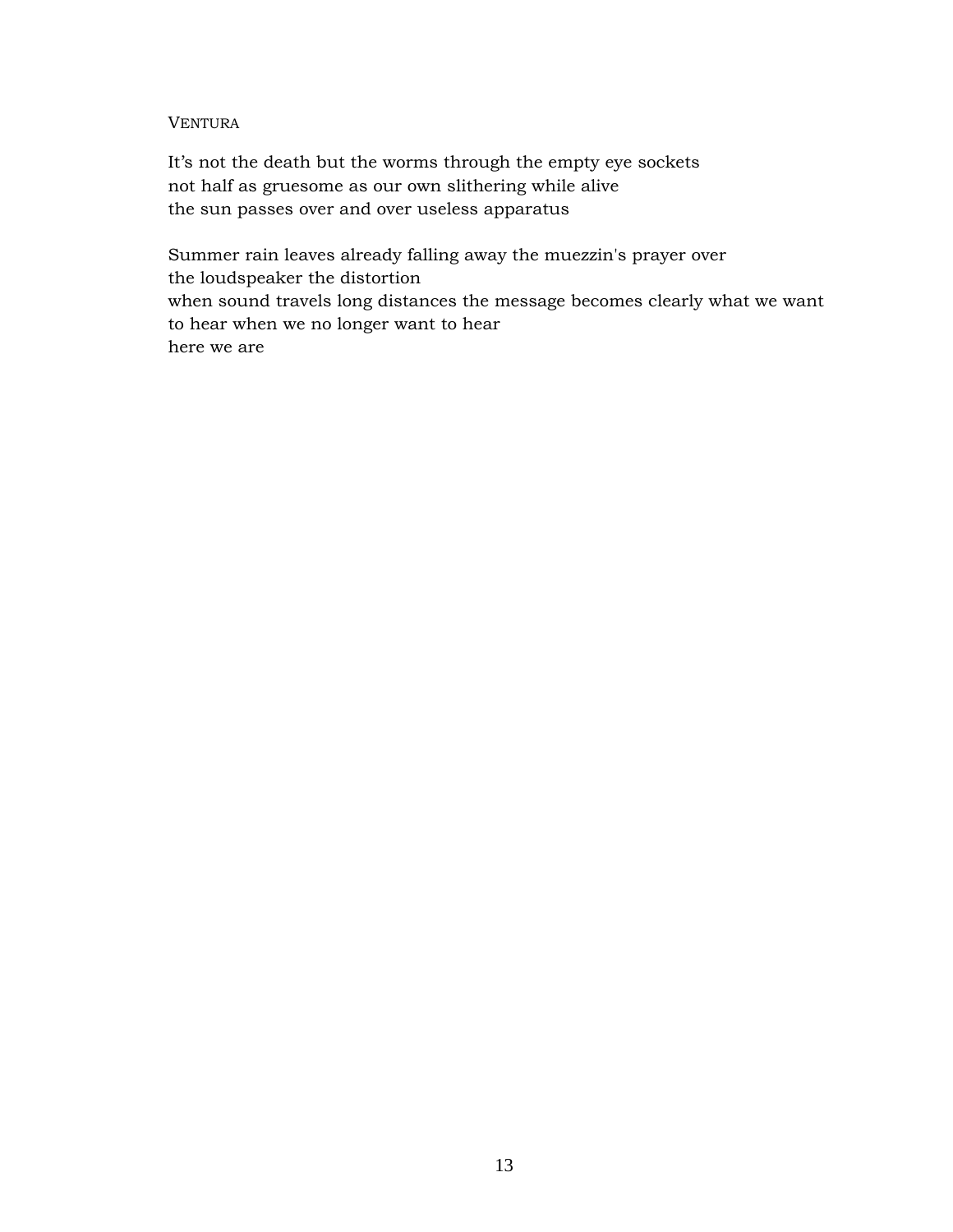## Ventura

It’s not the death but the worms through the empty eye sockets
not half as gruesome as our own slithering while alive
the sun passes over and over useless apparatus

Summer rain leaves already falling away the muezzin's prayer over
the loudspeaker the distortion
when sound travels long distances the message becomes clearly what we want
to hear when we no longer want to hear
here we are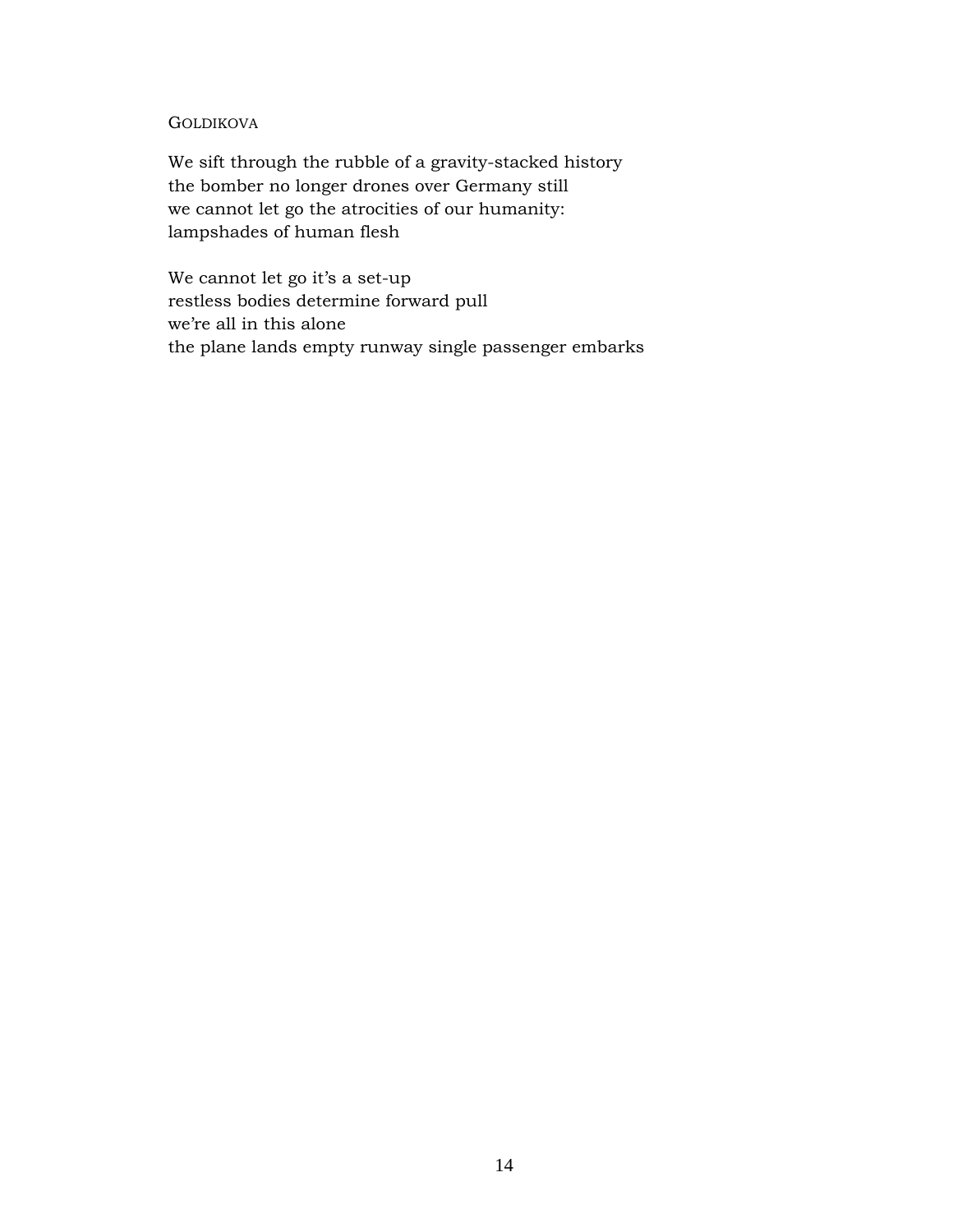## Goldikova

We sift through the rubble of a gravity-stacked history
the bomber no longer drones over Germany still
we cannot let go the atrocities of our humanity:
lampshades of human flesh

We cannot let go it's a set-up
restless bodies determine forward pull
we're all in this alone
the plane lands empty runway single passenger embarks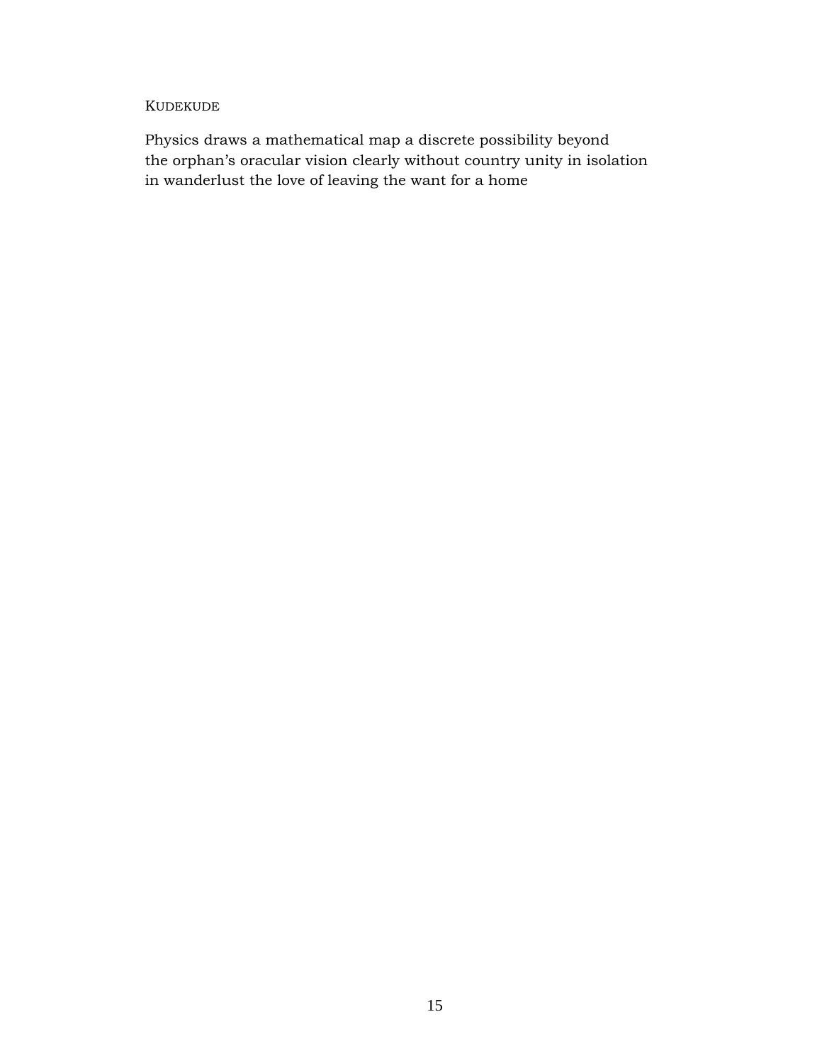## KUDEKUDE

Physics draws a mathematical map a discrete possibility beyond
the orphan's oracular vision clearly without country unity in isolation
in wanderlust the love of leaving the want for a home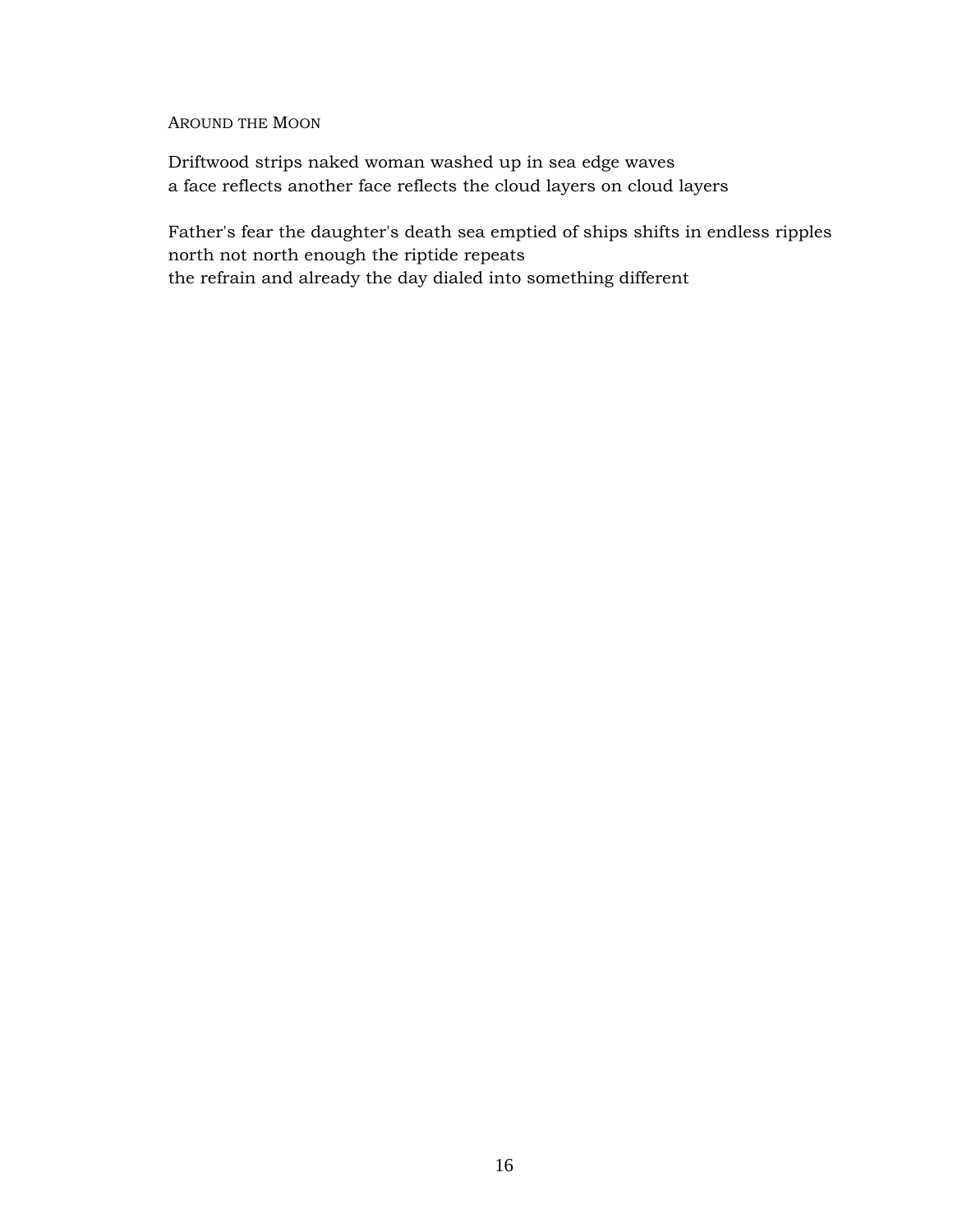## Around the Moon

Driftwood strips naked woman washed up in sea edge waves  
a face reflects another face reflects the cloud layers on cloud layers

Father's fear the daughter's death sea emptied of ships shifts in endless ripples  
north not north enough the riptide repeats  
the refrain and already the day dialed into something different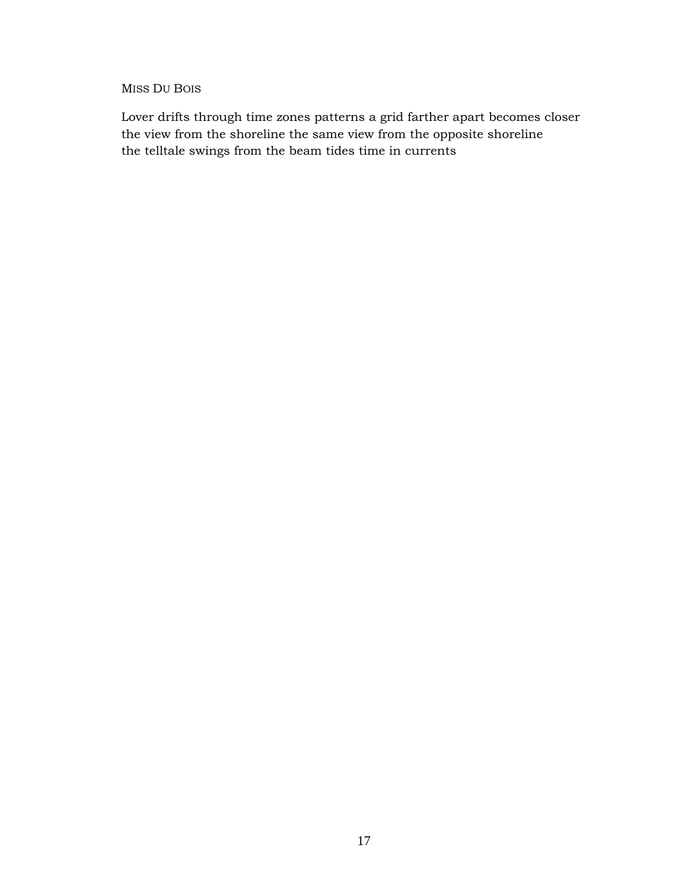## MISS DU BOIS

Lover drifts through time zones patterns a grid farther apart becomes closer
the view from the shoreline the same view from the opposite shoreline
the telltale swings from the beam tides time in currents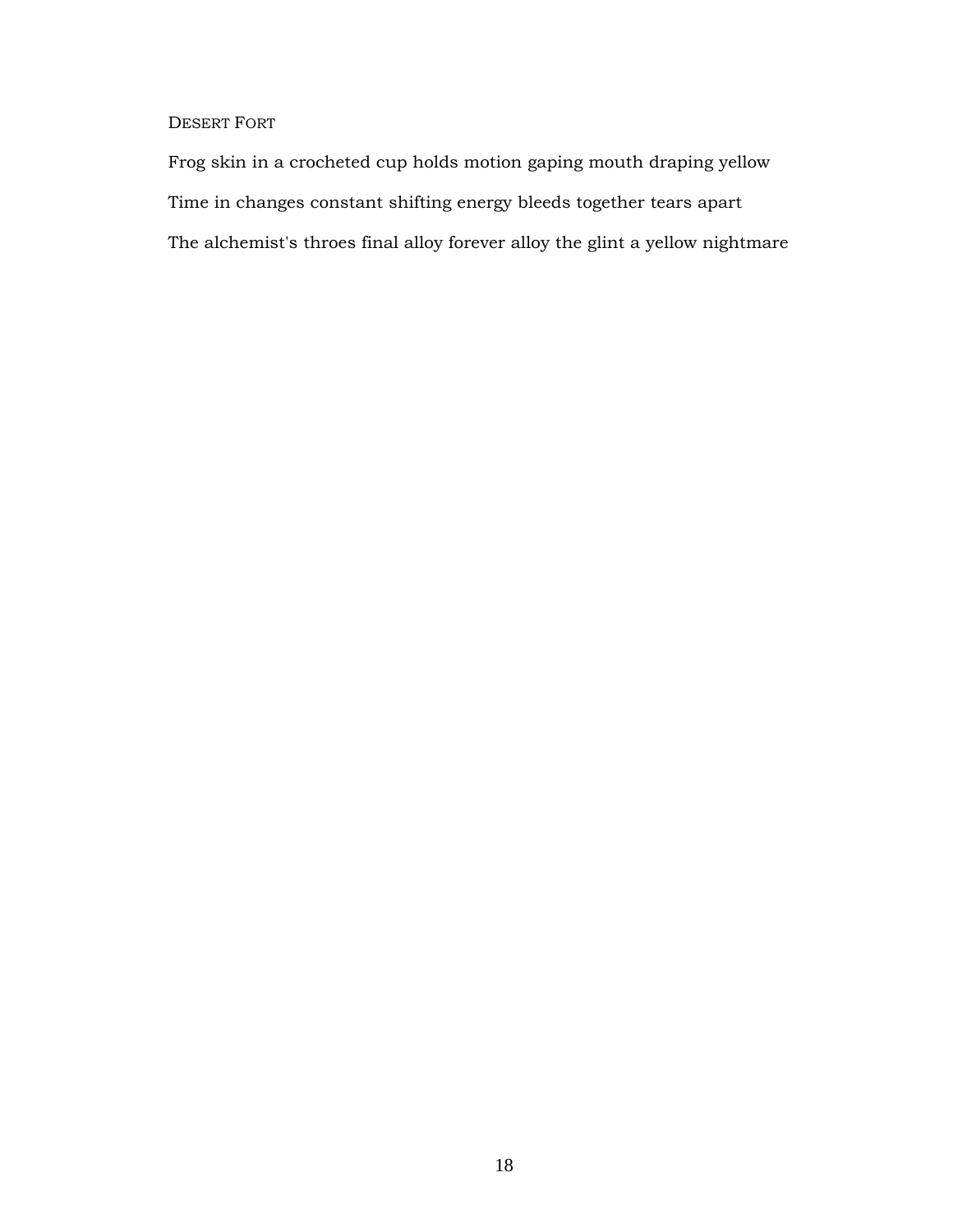## DESERT FORT

Frog skin in a crocheted cup holds motion gaping mouth draping yellow

Time in changes constant shifting energy bleeds together tears apart

The alchemist's throes final alloy forever alloy the glint a yellow nightmare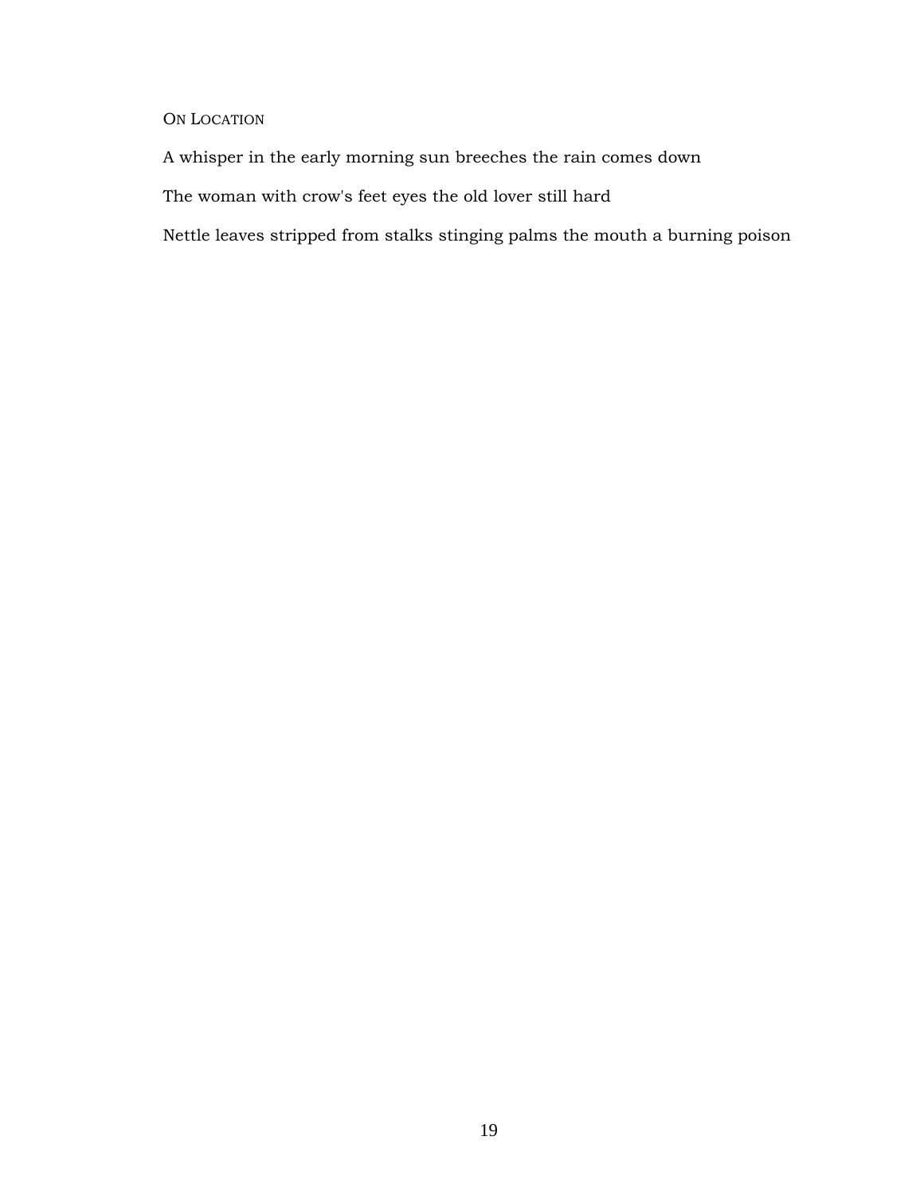## On Location

A whisper in the early morning sun breeches the rain comes down

The woman with crow's feet eyes the old lover still hard

Nettle leaves stripped from stalks stinging palms the mouth a burning poison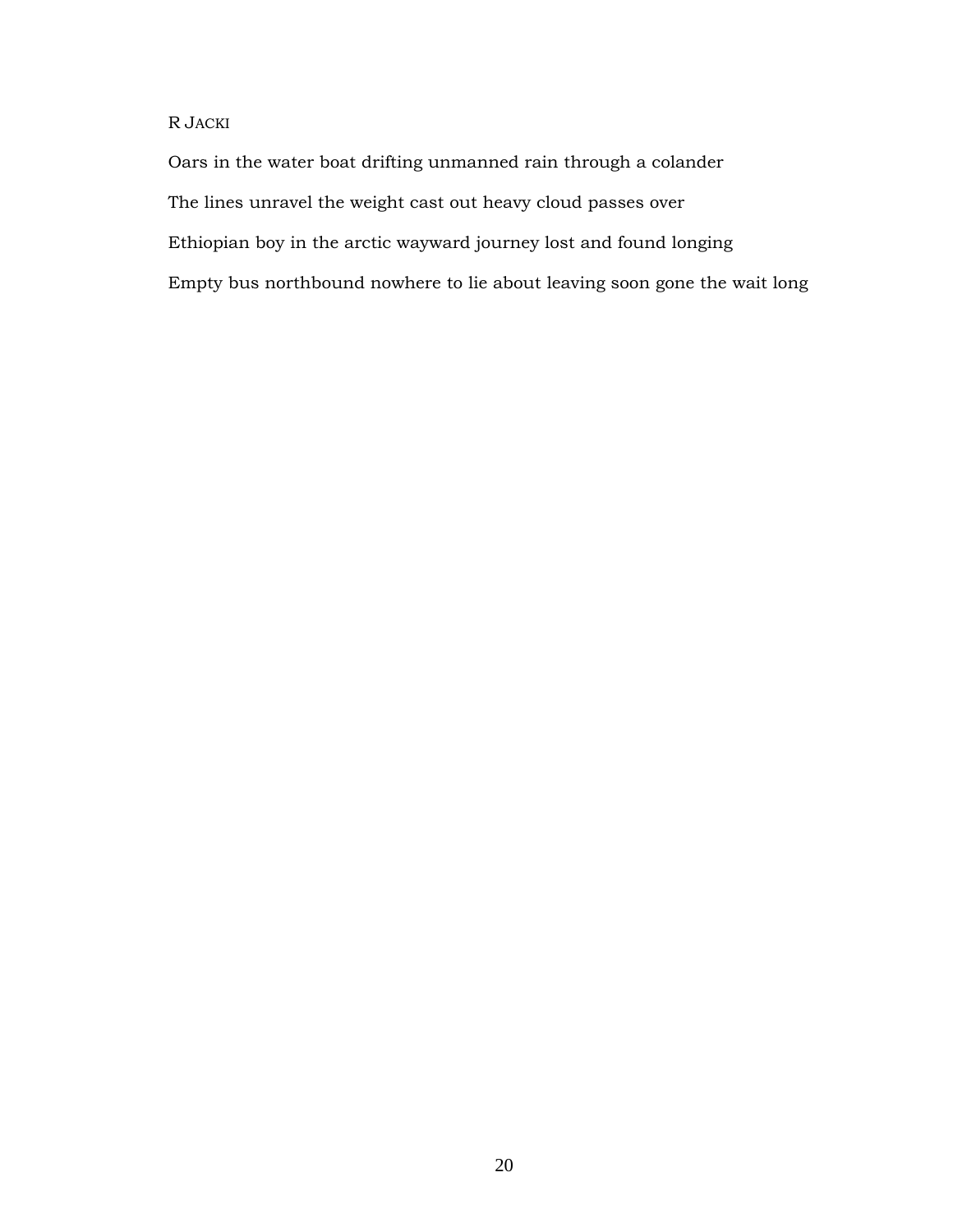R JACKI

Oars in the water boat drifting unmanned rain through a colander

The lines unravel the weight cast out heavy cloud passes over

Ethiopian boy in the arctic wayward journey lost and found longing

Empty bus northbound nowhere to lie about leaving soon gone the wait long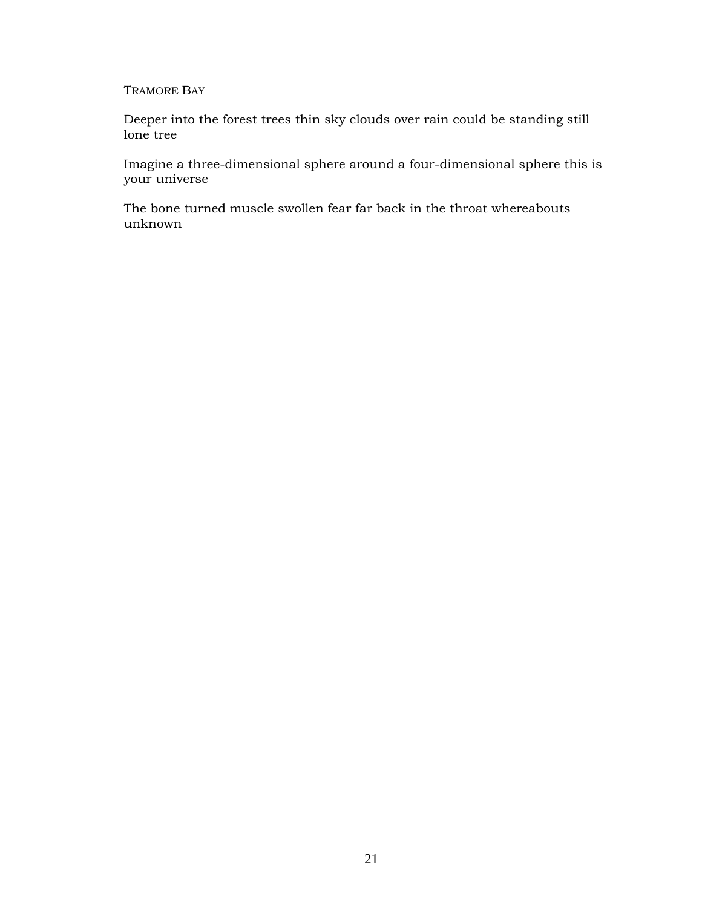## TRAMORE BAY

Deeper into the forest trees thin sky clouds over rain could be standing still lone tree

Imagine a three-dimensional sphere around a four-dimensional sphere this is your universe

The bone turned muscle swollen fear far back in the throat whereabouts unknown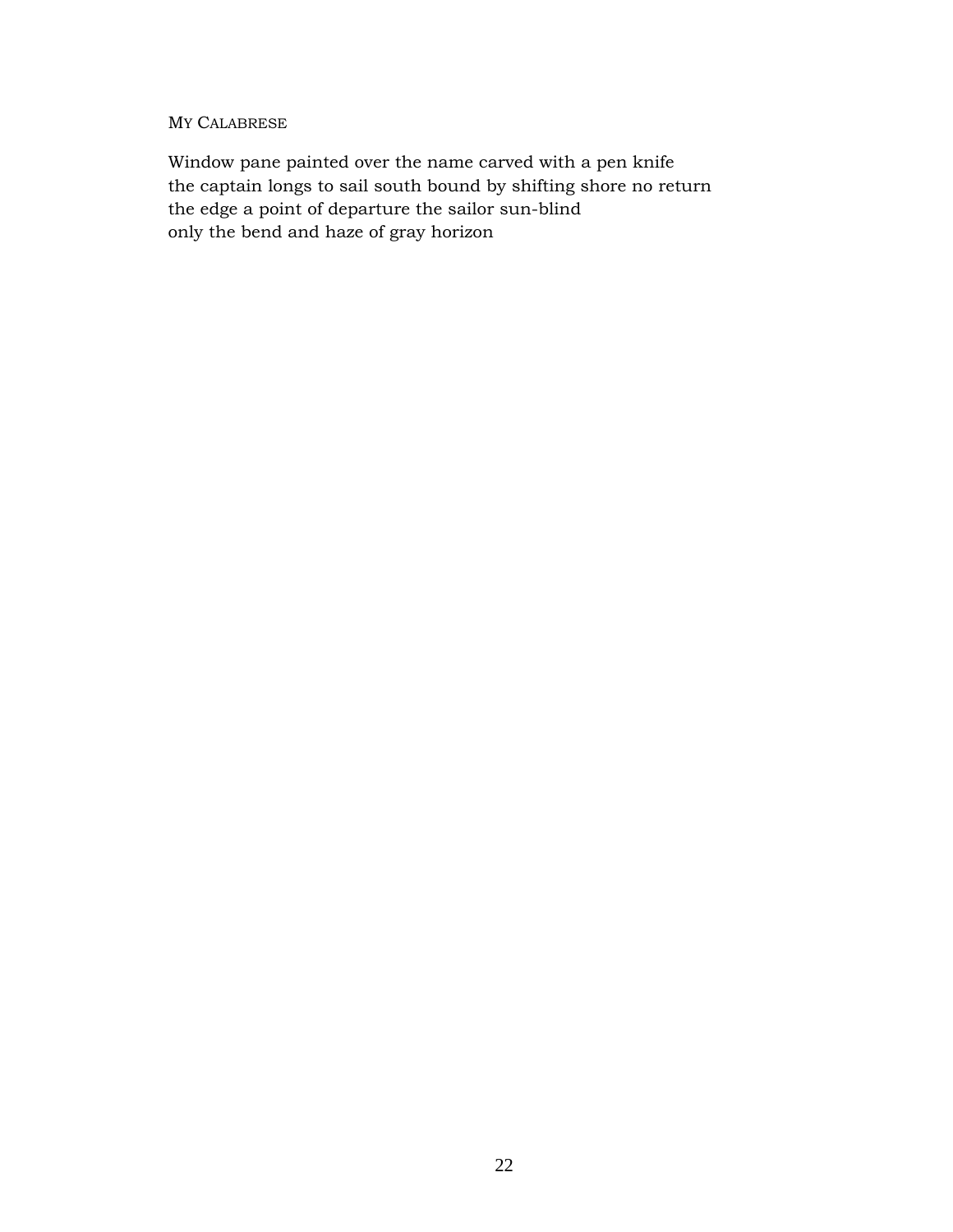## My Calabrese

Window pane painted over the name carved with a pen knife  
the captain longs to sail south bound by shifting shore no return  
the edge a point of departure the sailor sun-blind  
only the bend and haze of gray horizon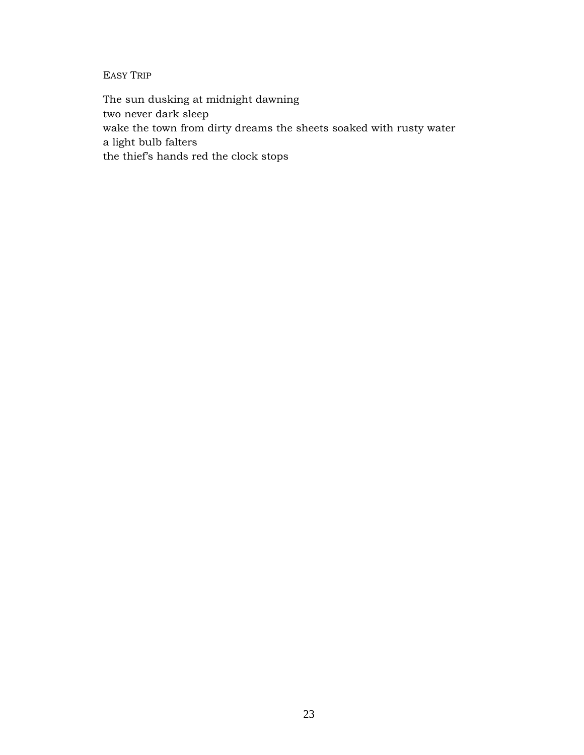## EASY TRIP

The sun dusking at midnight dawning  
two never dark sleep  
wake the town from dirty dreams the sheets soaked with rusty water  
a light bulb falters  
the thief's hands red the clock stops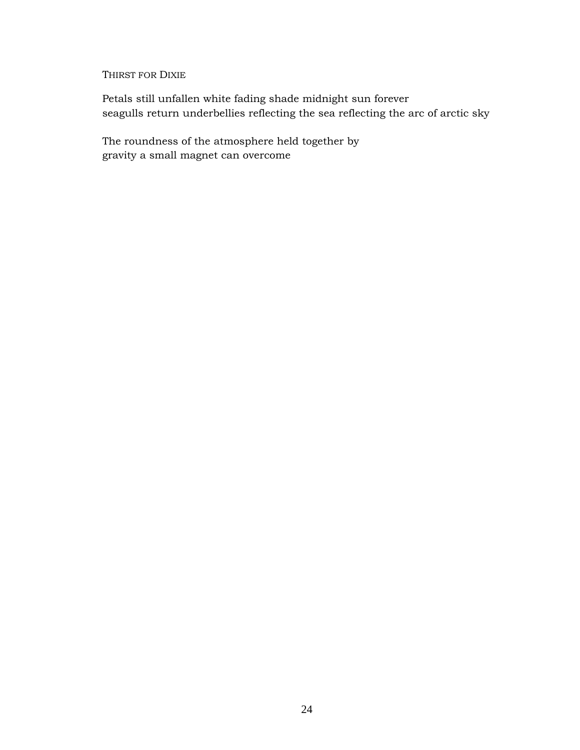## Thirst for Dixie

Petals still unfallen white fading shade midnight sun forever
seagulls return underbellies reflecting the sea reflecting the arc of arctic sky

The roundness of the atmosphere held together by
gravity a small magnet can overcome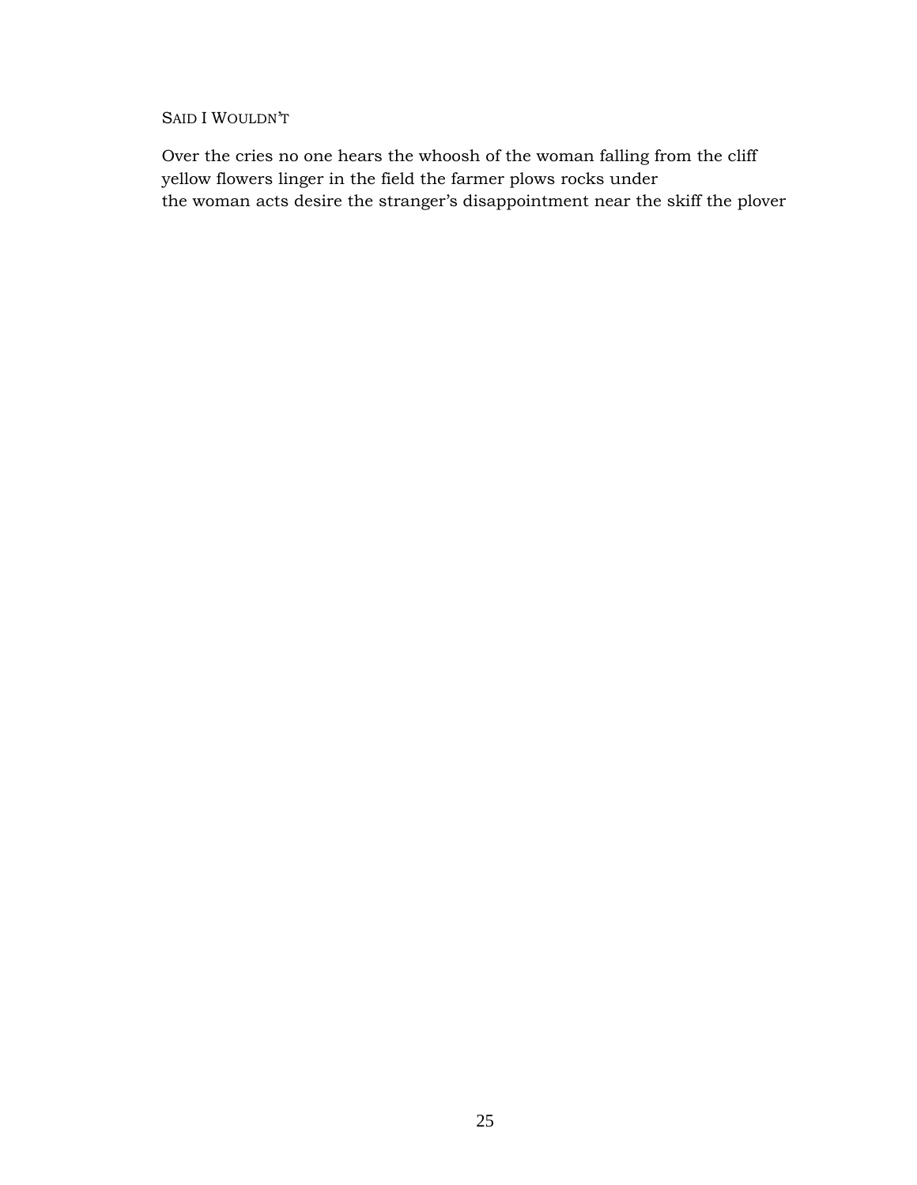## SAID I WOULDN'T

Over the cries no one hears the whoosh of the woman falling from the cliff
yellow flowers linger in the field the farmer plows rocks under
the woman acts desire the stranger's disappointment near the skiff the plover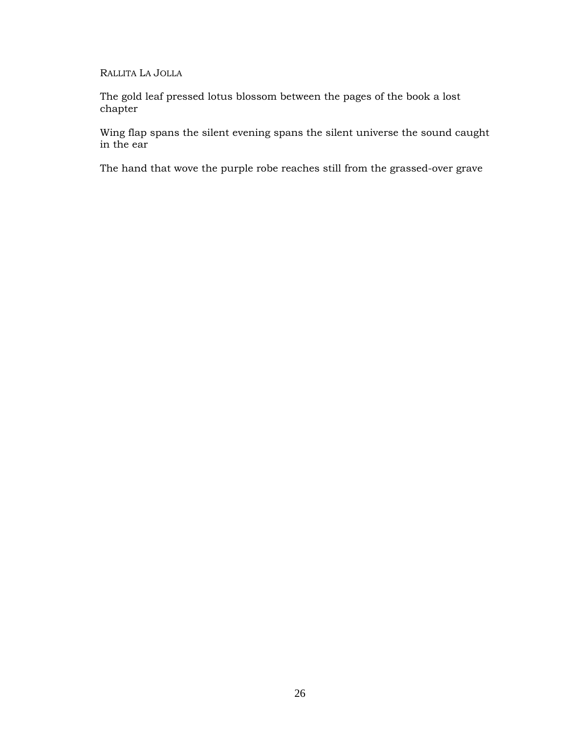RALLITA LA JOLLA

The gold leaf pressed lotus blossom between the pages of the book a lost chapter

Wing flap spans the silent evening spans the silent universe the sound caught in the ear

The hand that wove the purple robe reaches still from the grassed-over grave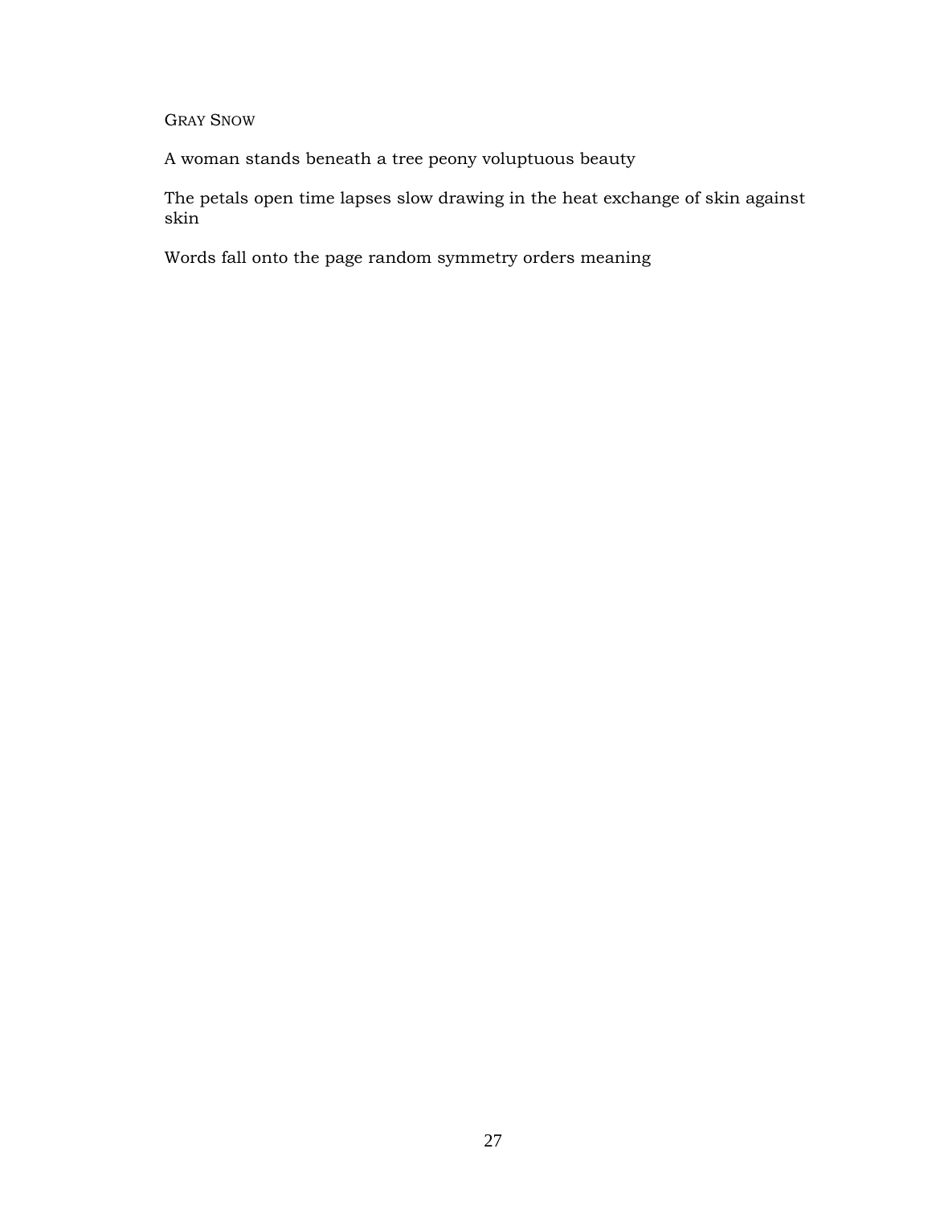## GRAY SNOW

A woman stands beneath a tree peony voluptuous beauty

The petals open time lapses slow drawing in the heat exchange of skin against skin

Words fall onto the page random symmetry orders meaning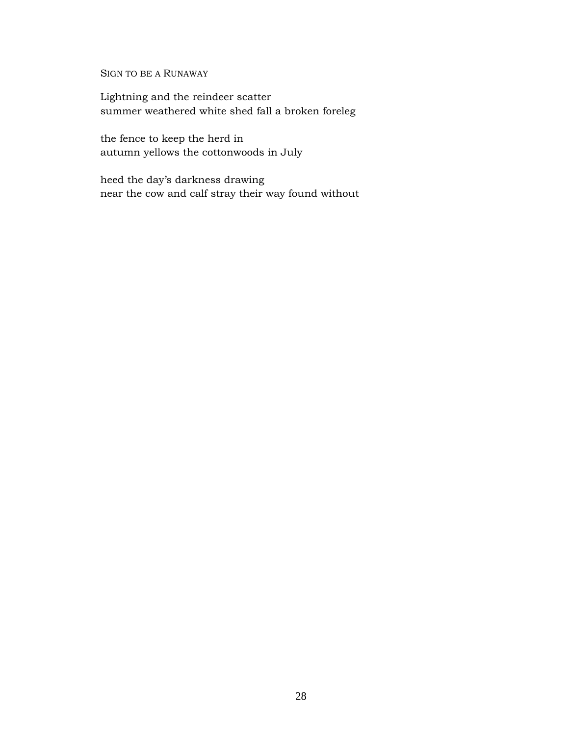SIGN TO BE A RUNAWAY

Lightning and the reindeer scatter
summer weathered white shed fall a broken foreleg

the fence to keep the herd in
autumn yellows the cottonwoods in July

heed the day's darkness drawing
near the cow and calf stray their way found without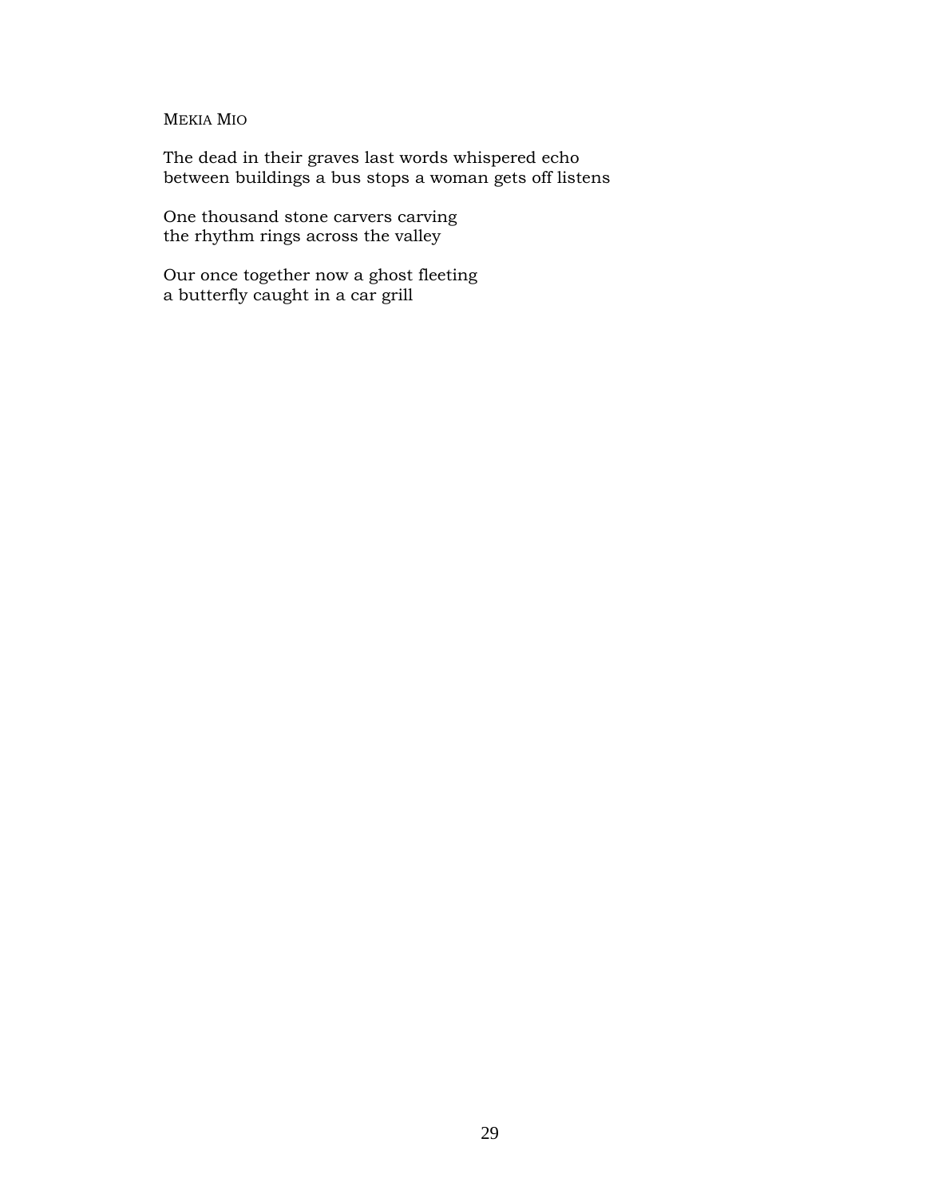MEKIA MIO

The dead in their graves last words whispered echo  
between buildings a bus stops a woman gets off listens

One thousand stone carvers carving  
the rhythm rings across the valley

Our once together now a ghost fleeting  
a butterfly caught in a car grill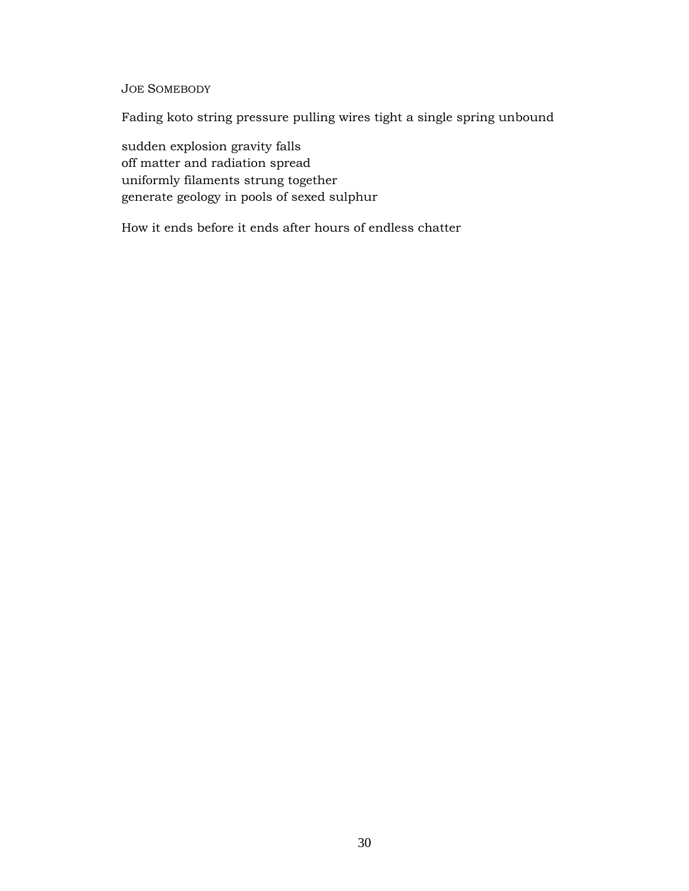JOE SOMEBODY

Fading koto string pressure pulling wires tight a single spring unbound

sudden explosion gravity falls  
off matter and radiation spread  
uniformly filaments strung together  
generate geology in pools of sexed sulphur

How it ends before it ends after hours of endless chatter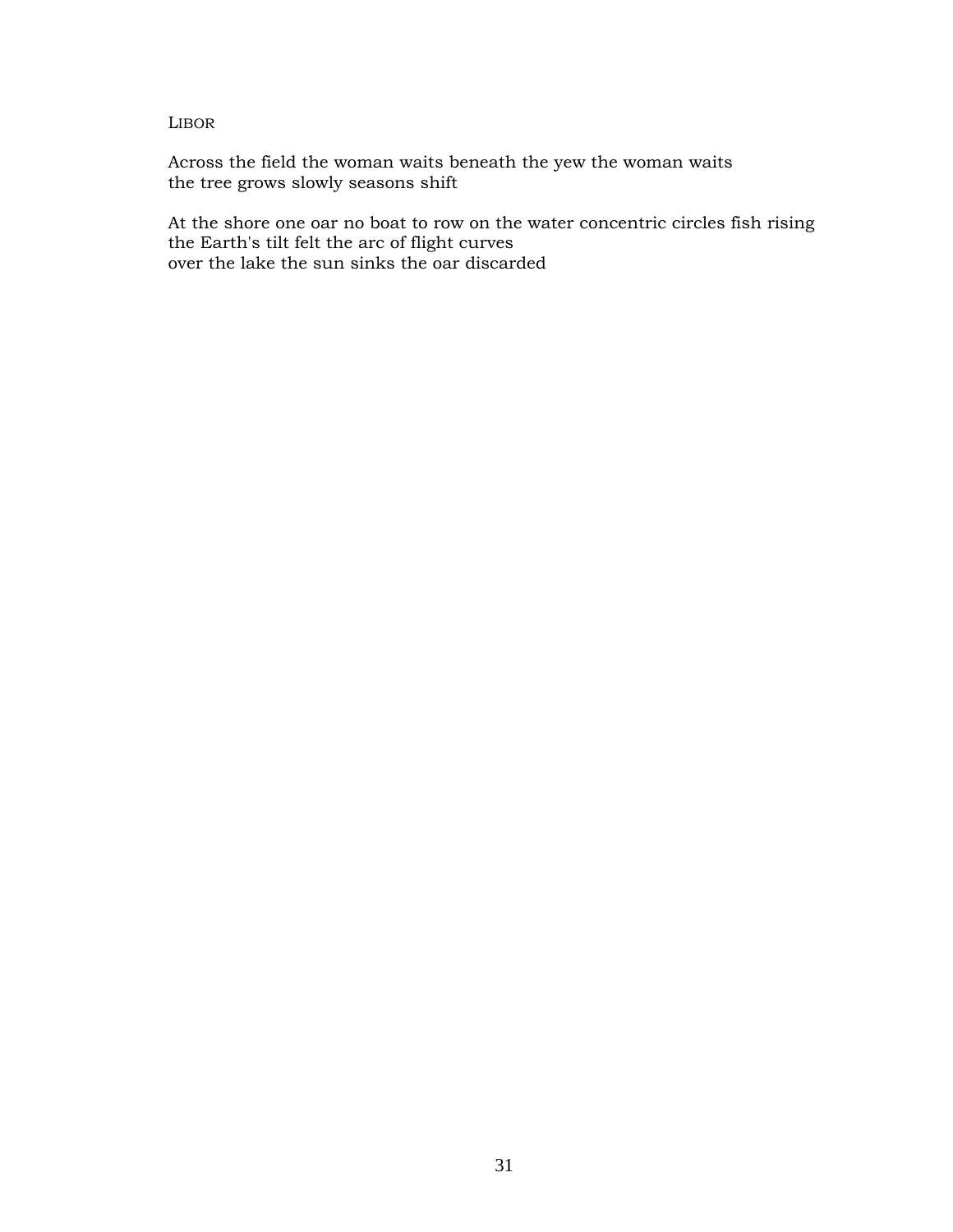LIBOR

Across the field the woman waits beneath the yew the woman waits
the tree grows slowly seasons shift

At the shore one oar no boat to row on the water concentric circles fish rising
the Earth's tilt felt the arc of flight curves
over the lake the sun sinks the oar discarded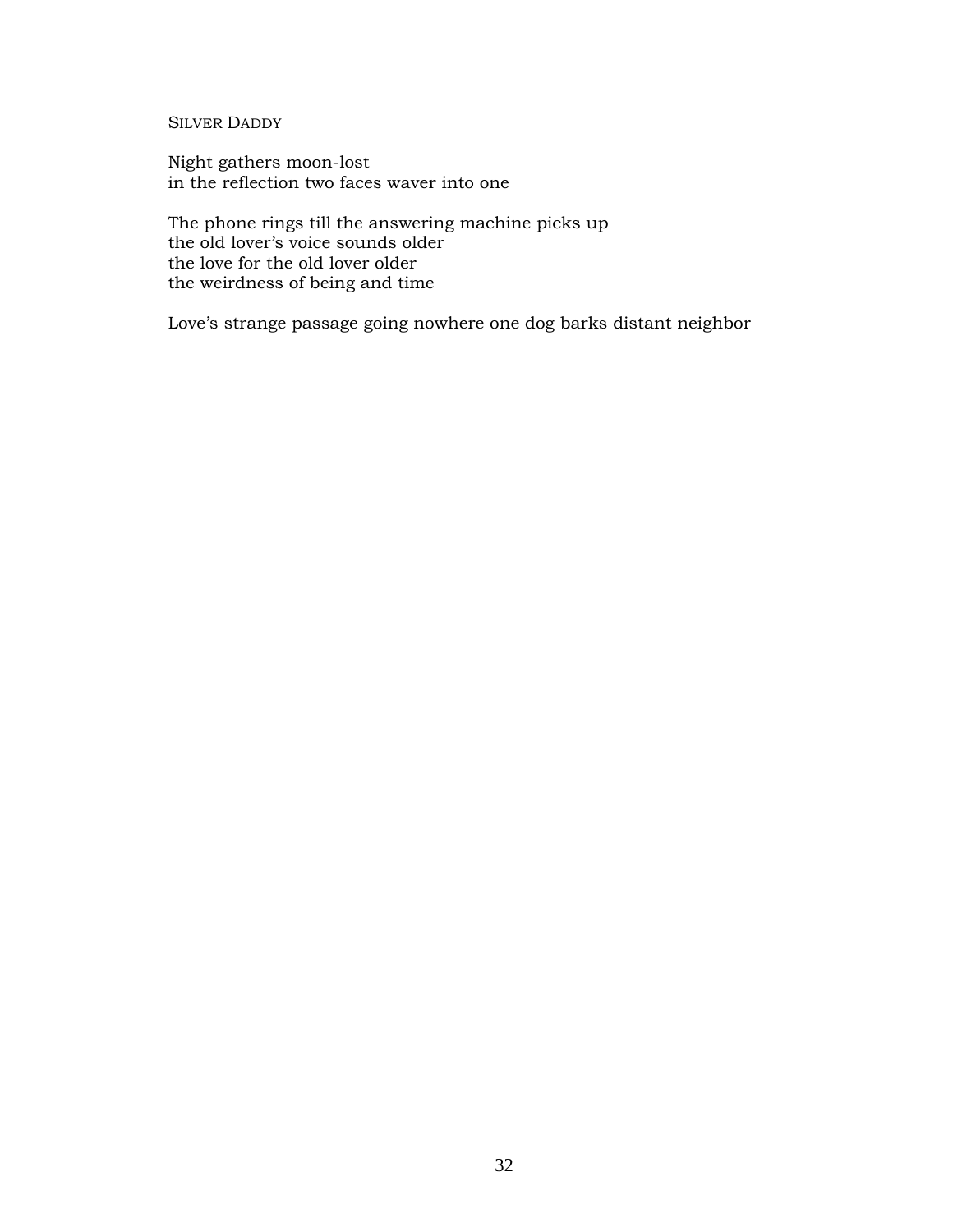## SILVER DADDY

Night gathers moon-lost  
in the reflection two faces waver into one

The phone rings till the answering machine picks up  
the old lover's voice sounds older  
the love for the old lover older  
the weirdness of being and time

Love's strange passage going nowhere one dog barks distant neighbor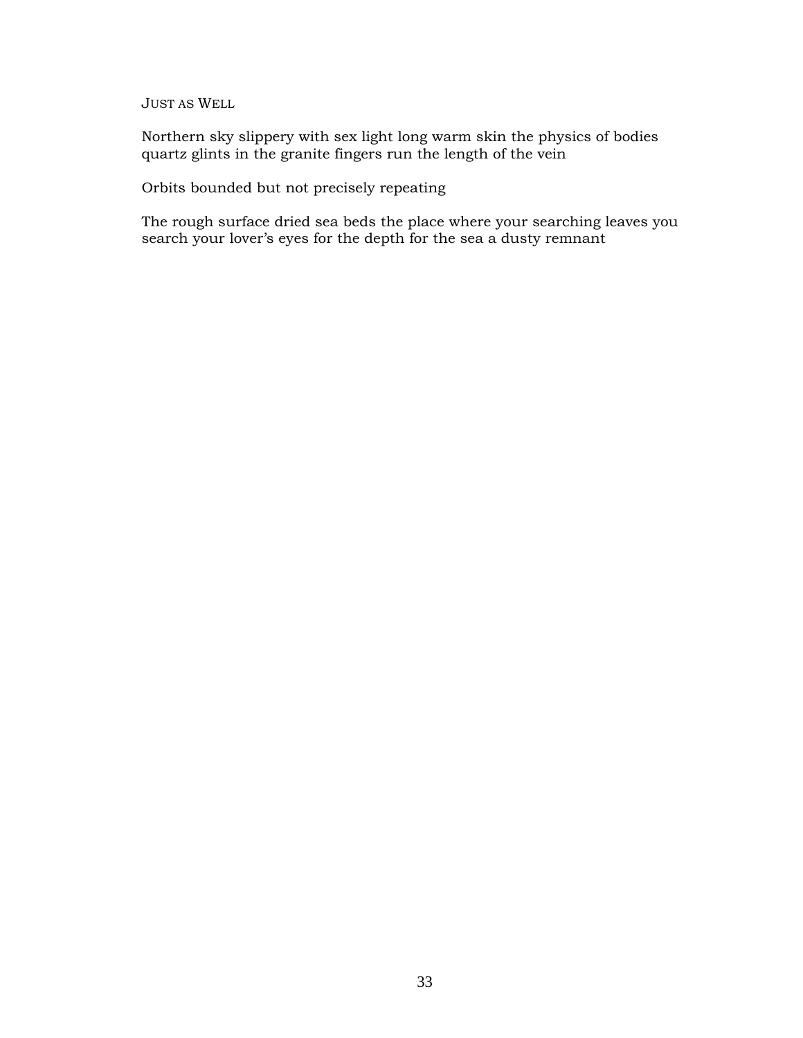## Just as Well

Northern sky slippery with sex light long warm skin the physics of bodies
quartz glints in the granite fingers run the length of the vein

Orbits bounded but not precisely repeating

The rough surface dried sea beds the place where your searching leaves you
search your lover's eyes for the depth for the sea a dusty remnant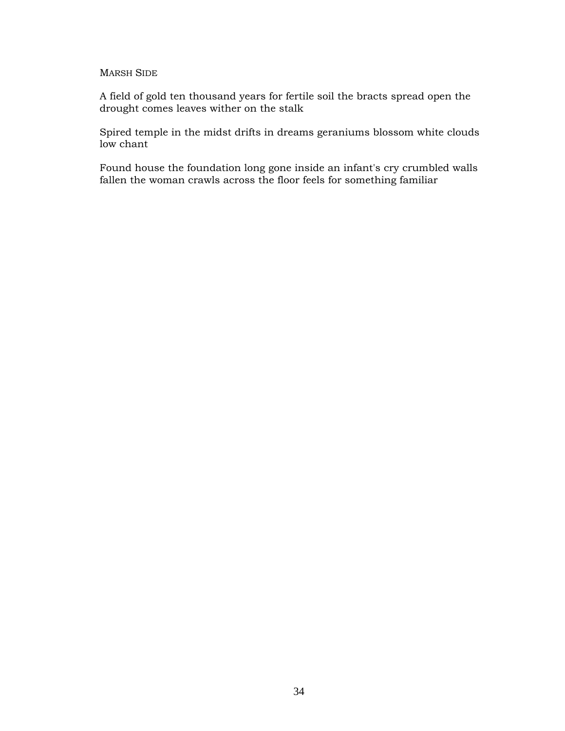MARSH SIDE

A field of gold ten thousand years for fertile soil the bracts spread open the drought comes leaves wither on the stalk

Spired temple in the midst drifts in dreams geraniums blossom white clouds low chant

Found house the foundation long gone inside an infant's cry crumbled walls fallen the woman crawls across the floor feels for something familiar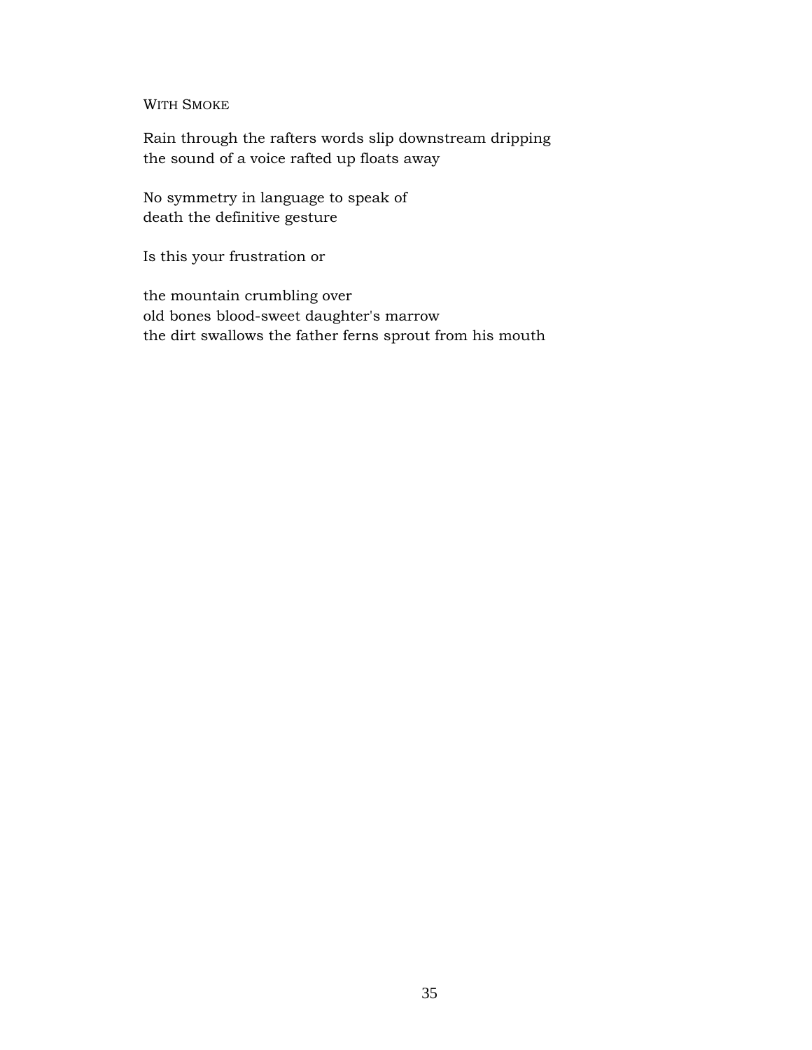## WITH SMOKE

Rain through the rafters words slip downstream dripping  
the sound of a voice rafted up floats away

No symmetry in language to speak of  
death the definitive gesture

Is this your frustration or

the mountain crumbling over  
old bones blood-sweet daughter's marrow  
the dirt swallows the father ferns sprout from his mouth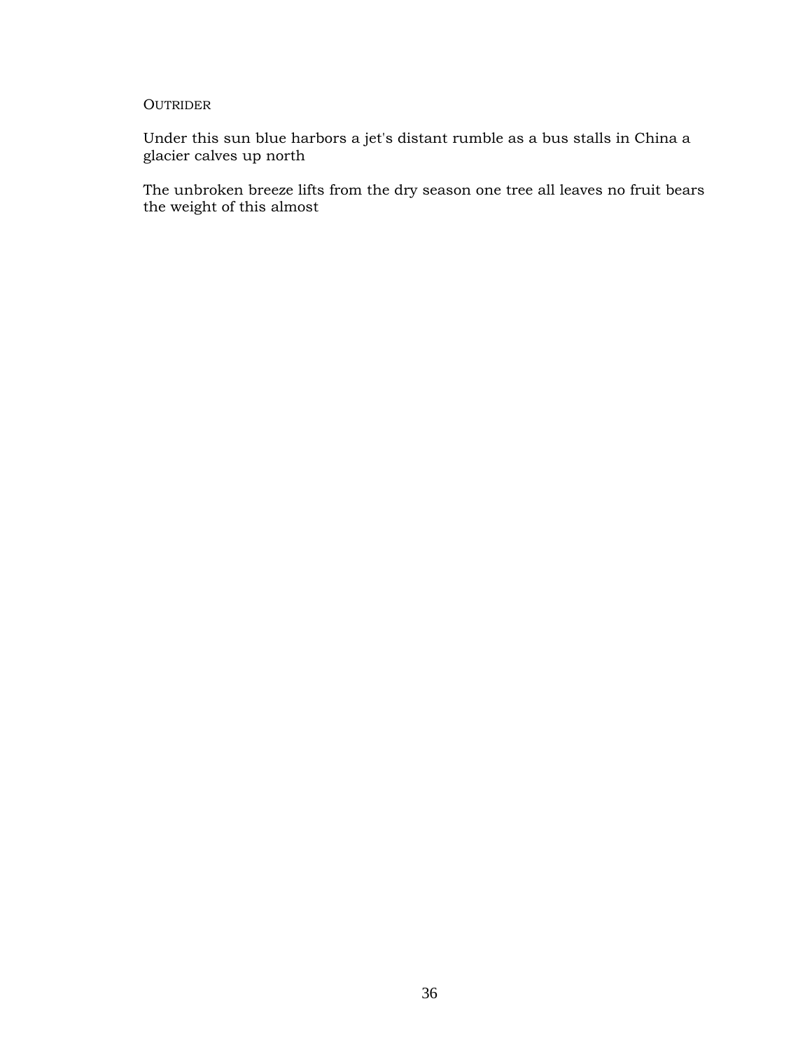# Outrider

Under this sun blue harbors a jet's distant rumble as a bus stalls in China a glacier calves up north

The unbroken breeze lifts from the dry season one tree all leaves no fruit bears the weight of this almost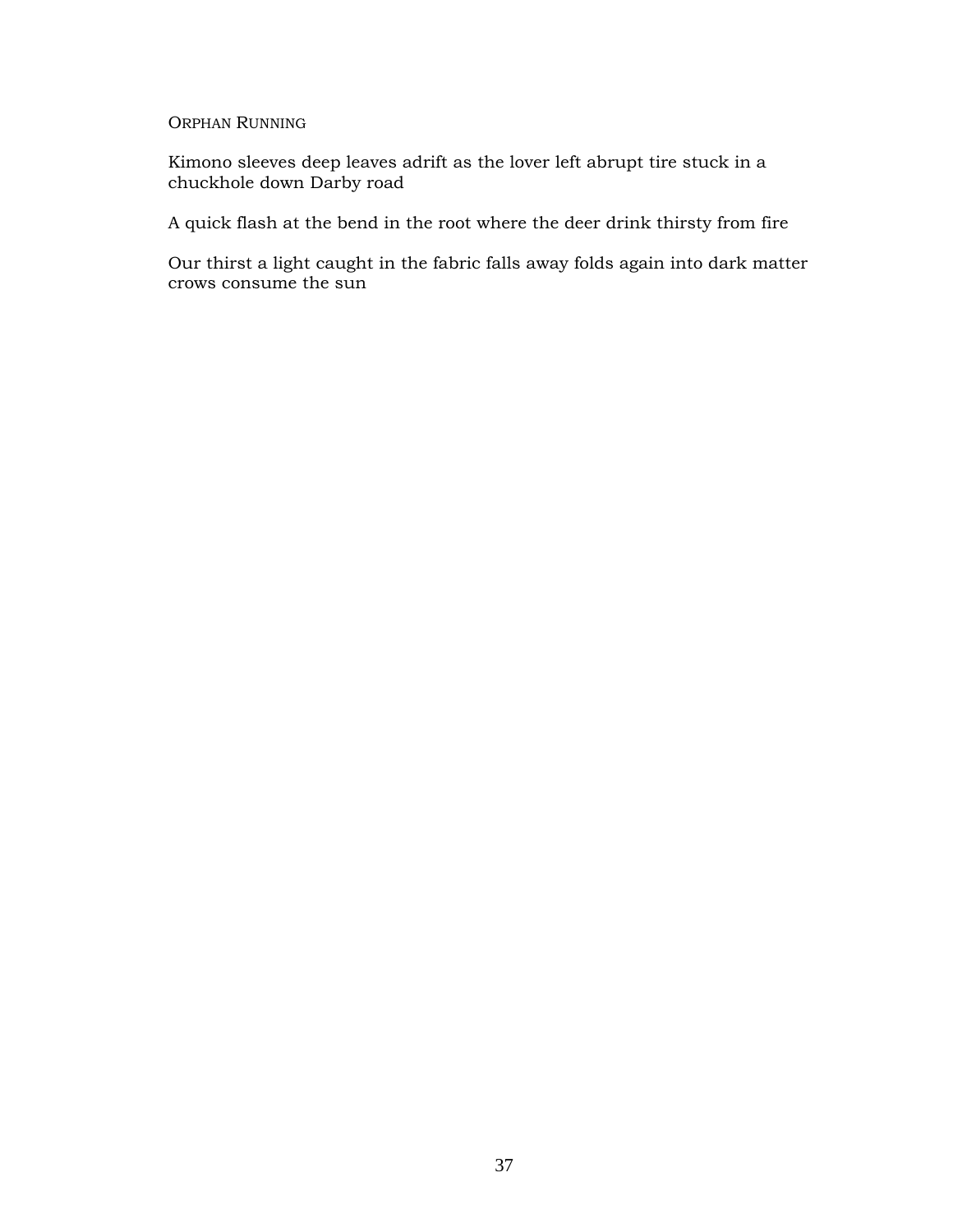## Orphan Running

Kimono sleeves deep leaves adrift as the lover left abrupt tire stuck in a chuckhole down Darby road

A quick flash at the bend in the root where the deer drink thirsty from fire

Our thirst a light caught in the fabric falls away folds again into dark matter crows consume the sun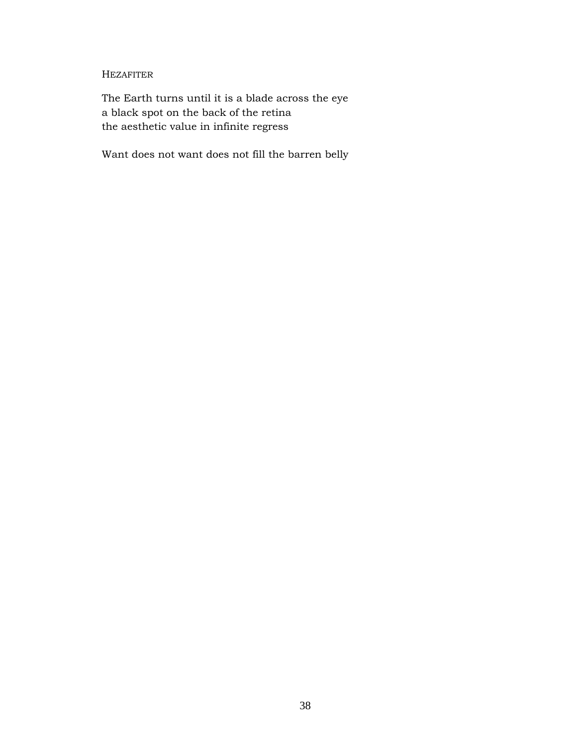## Hezafiter

The Earth turns until it is a blade across the eye  
a black spot on the back of the retina  
the aesthetic value in infinite regress

Want does not want does not fill the barren belly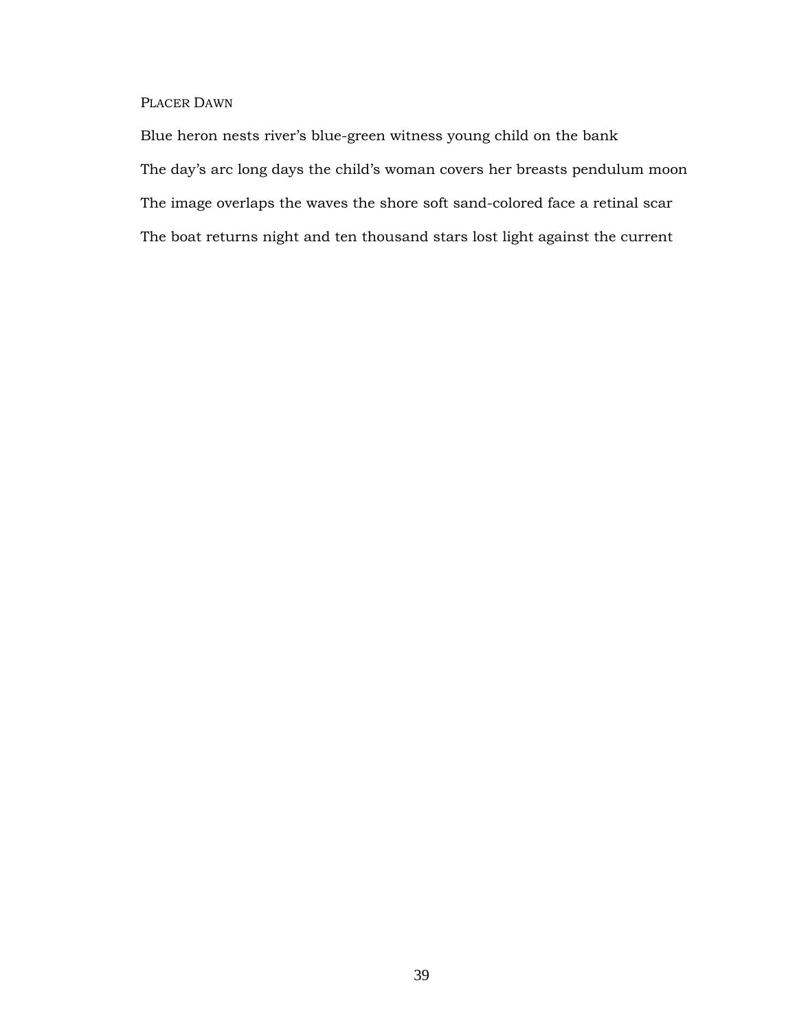## Placer Dawn

Blue heron nests river's blue-green witness young child on the bank

The day's arc long days the child's woman covers her breasts pendulum moon

The image overlaps the waves the shore soft sand-colored face a retinal scar

The boat returns night and ten thousand stars lost light against the current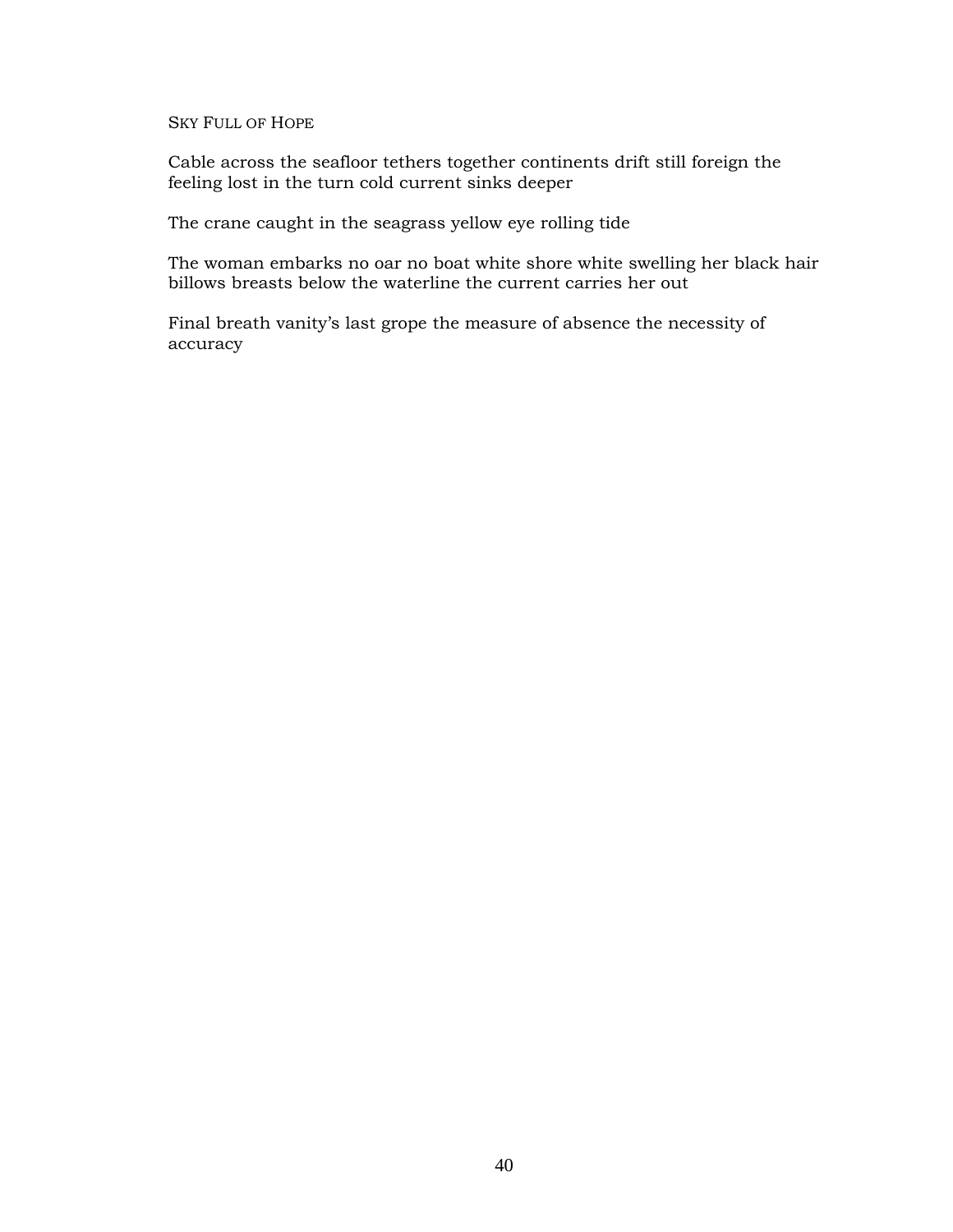## Sky Full of Hope

Cable across the seafloor tethers together continents drift still foreign the feeling lost in the turn cold current sinks deeper

The crane caught in the seagrass yellow eye rolling tide

The woman embarks no oar no boat white shore white swelling her black hair billows breasts below the waterline the current carries her out

Final breath vanity's last grope the measure of absence the necessity of accuracy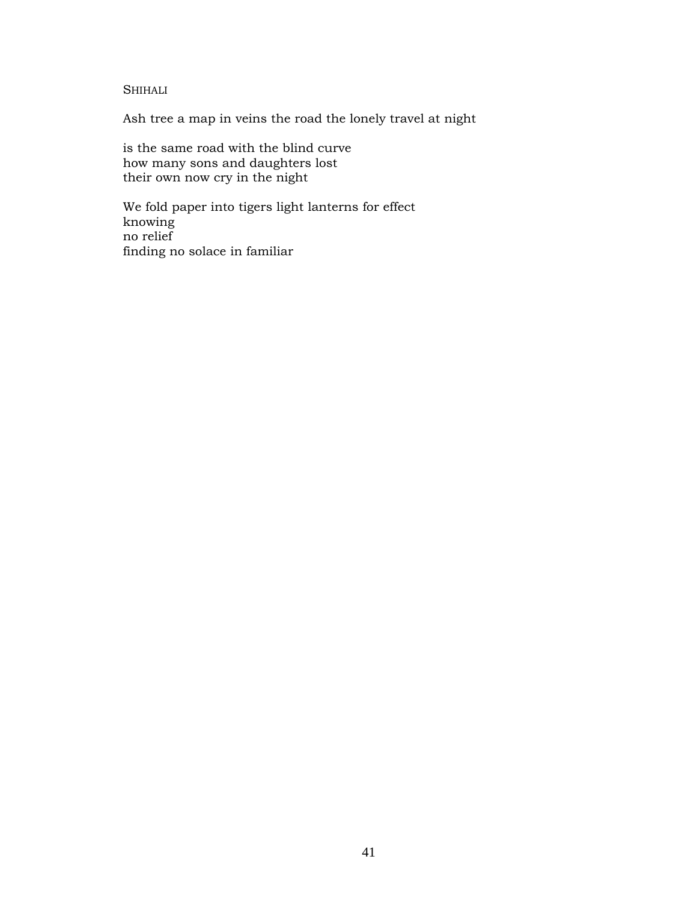SHIHALI

Ash tree a map in veins the road the lonely travel at night

is the same road with the blind curve  
how many sons and daughters lost  
their own now cry in the night

We fold paper into tigers light lanterns for effect  
knowing  
no relief  
finding no solace in familiar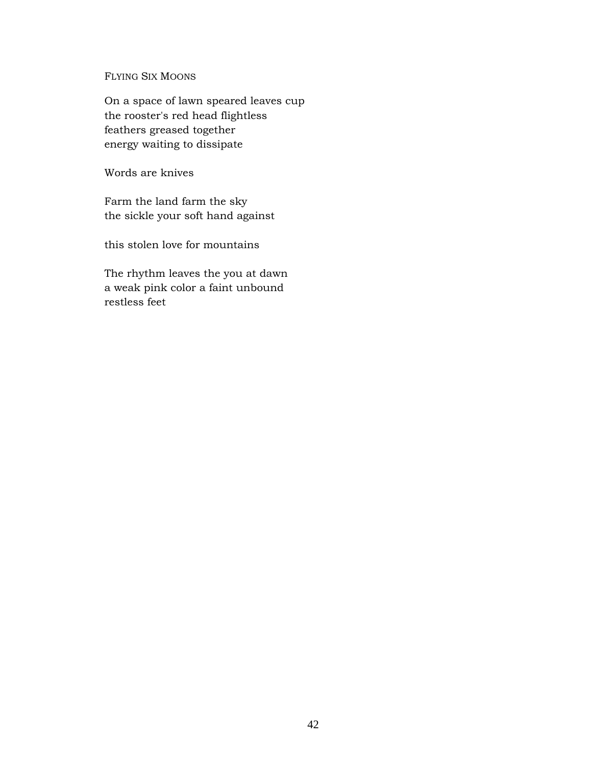## Flying Six Moons

On a space of lawn speared leaves cup
the rooster's red head flightless
feathers greased together
energy waiting to dissipate

Words are knives

Farm the land farm the sky
the sickle your soft hand against

this stolen love for mountains

The rhythm leaves the you at dawn
a weak pink color a faint unbound
restless feet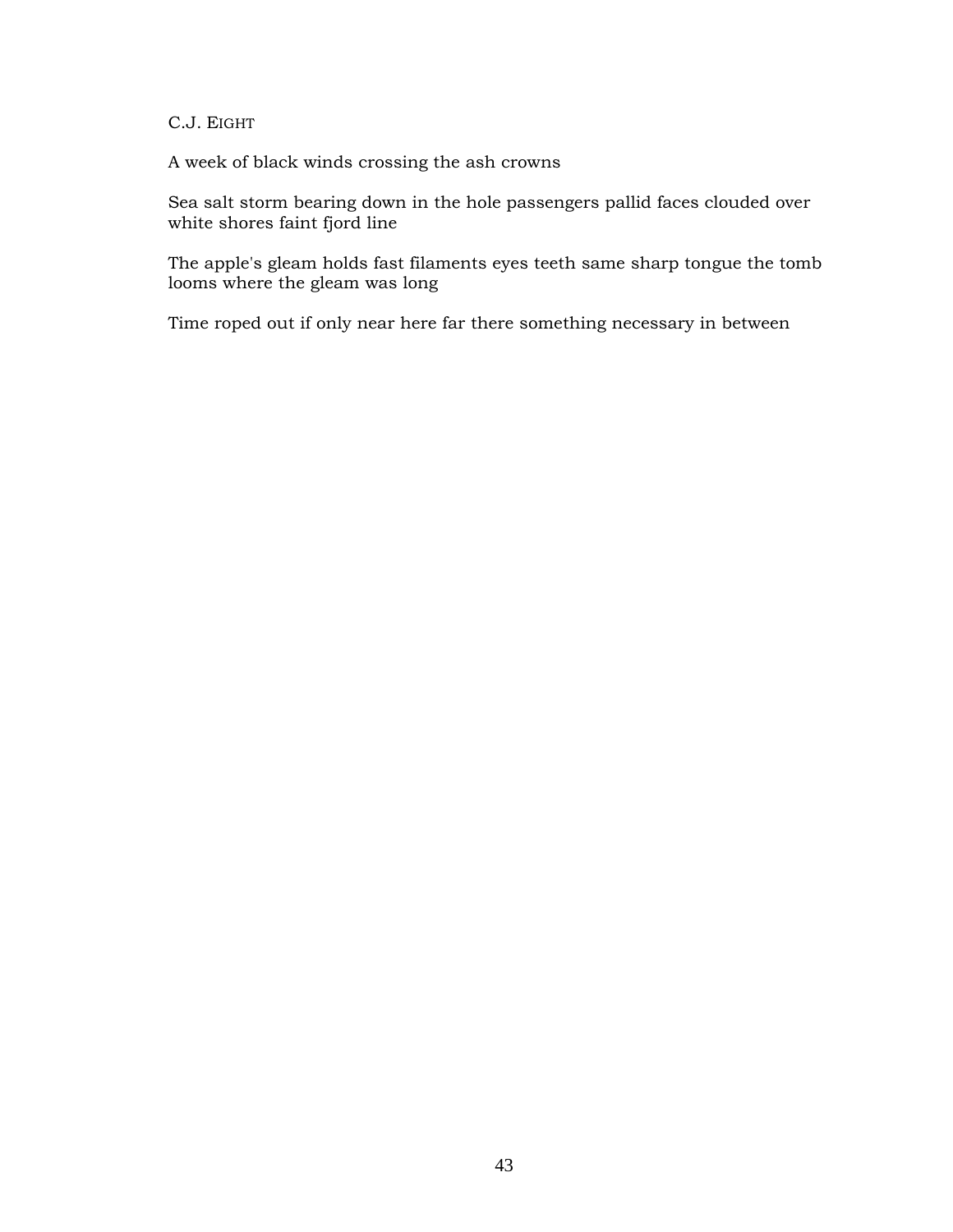C.J. EIGHT

A week of black winds crossing the ash crowns

Sea salt storm bearing down in the hole passengers pallid faces clouded over white shores faint fjord line

The apple's gleam holds fast filaments eyes teeth same sharp tongue the tomb looms where the gleam was long

Time roped out if only near here far there something necessary in between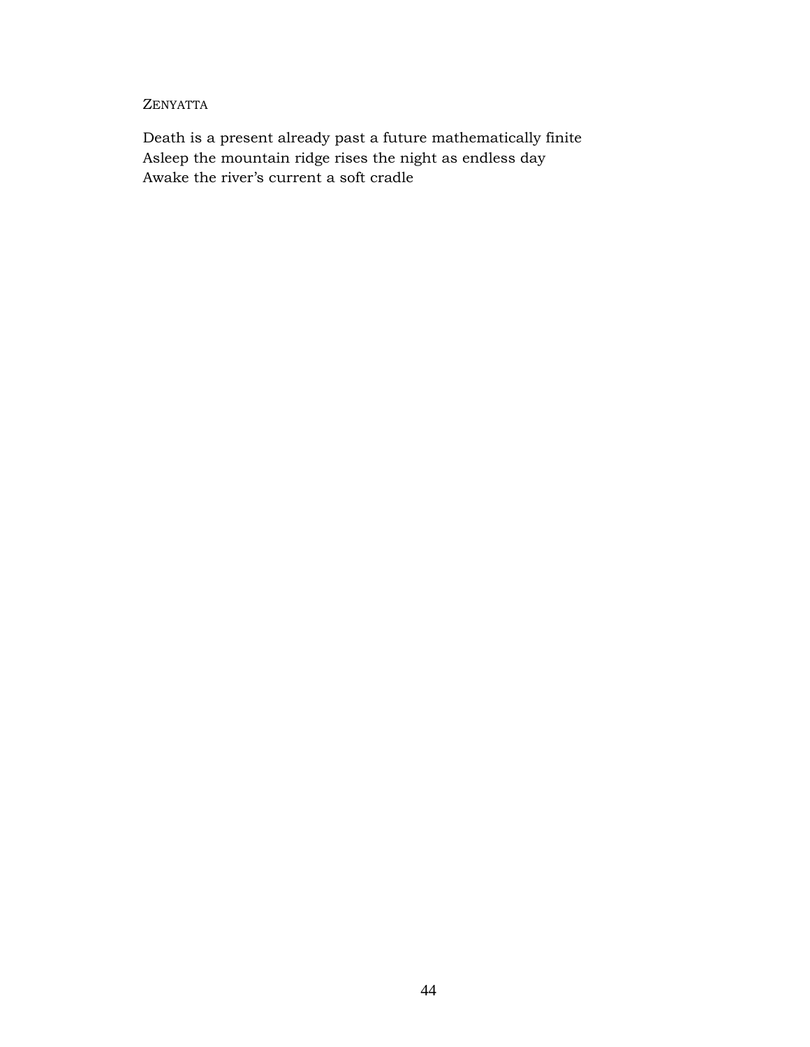## Zenyatta

Death is a present already past a future mathematically finite  
Asleep the mountain ridge rises the night as endless day  
Awake the river's current a soft cradle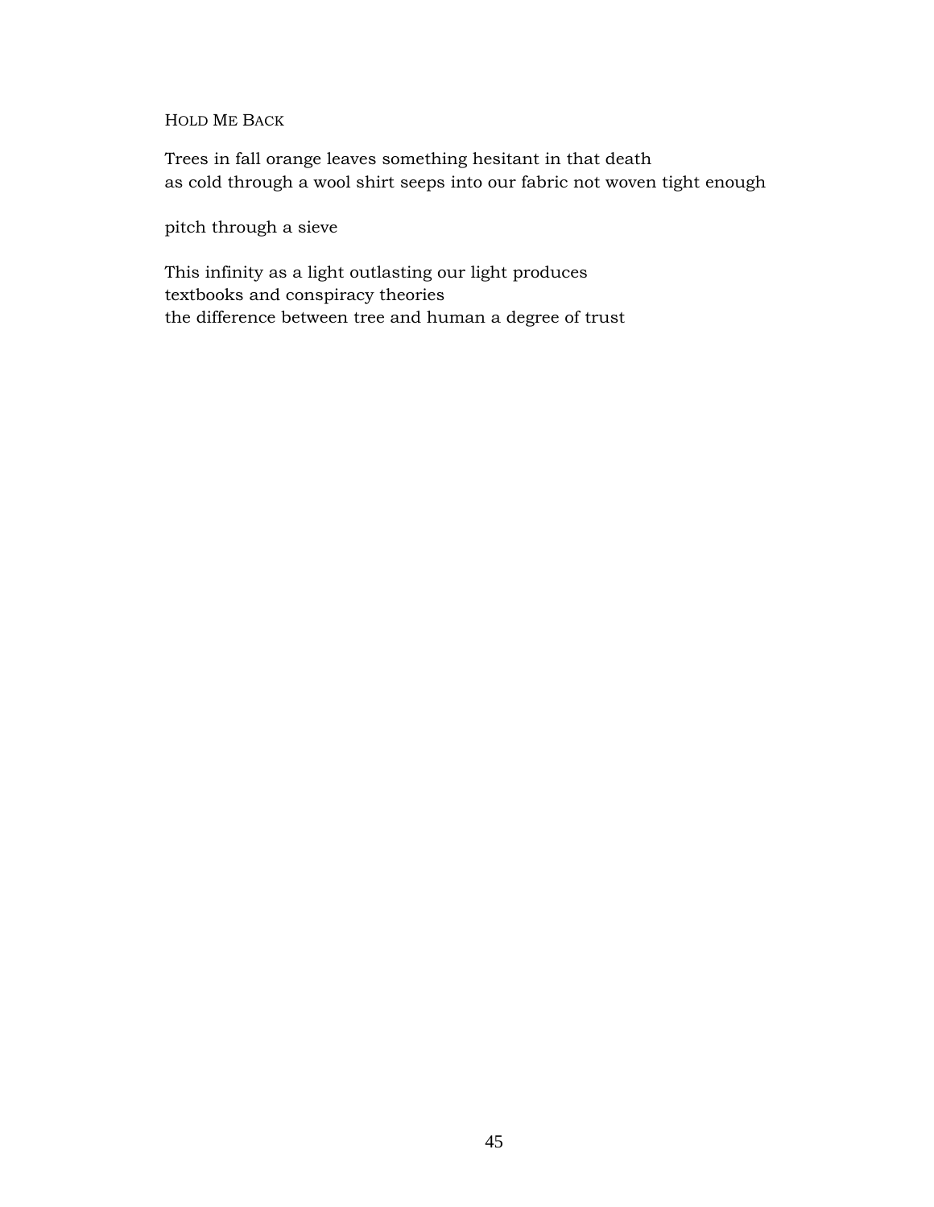## Hold Me Back

Trees in fall orange leaves something hesitant in that death
as cold through a wool shirt seeps into our fabric not woven tight enough

pitch through a sieve

This infinity as a light outlasting our light produces
textbooks and conspiracy theories
the difference between tree and human a degree of trust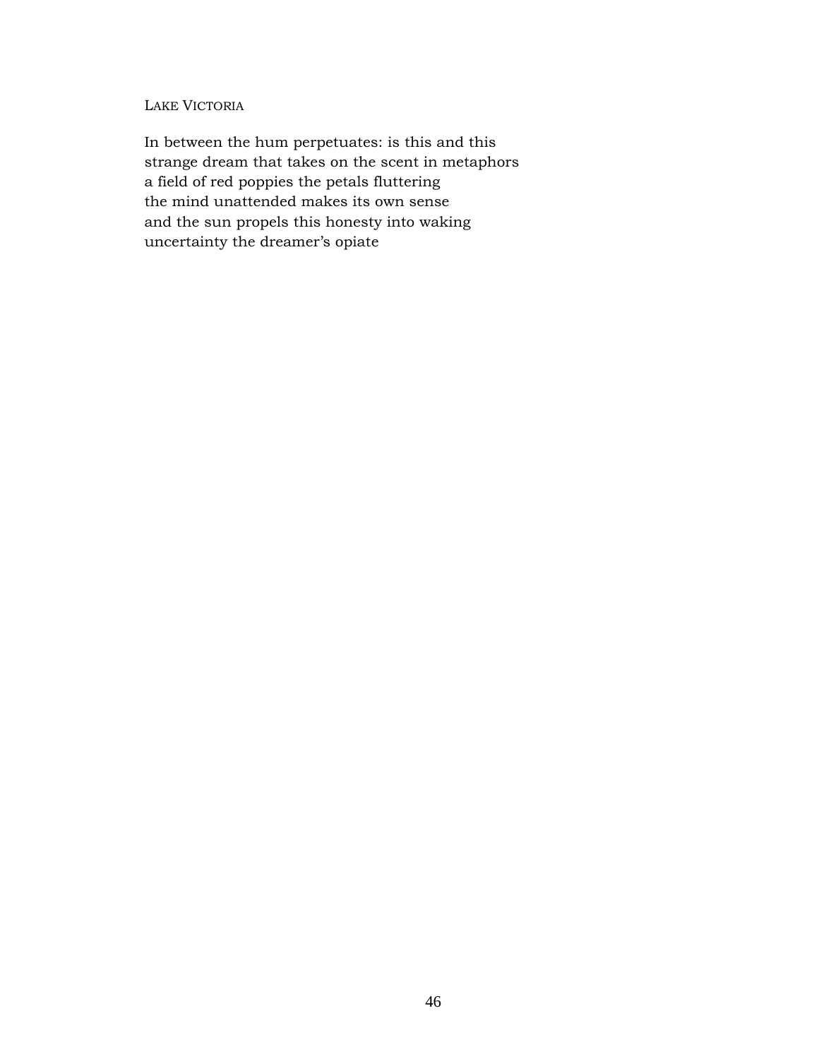## Lake Victoria

In between the hum perpetuates: is this and this
strange dream that takes on the scent in metaphors
a field of red poppies the petals fluttering
the mind unattended makes its own sense
and the sun propels this honesty into waking
uncertainty the dreamer's opiate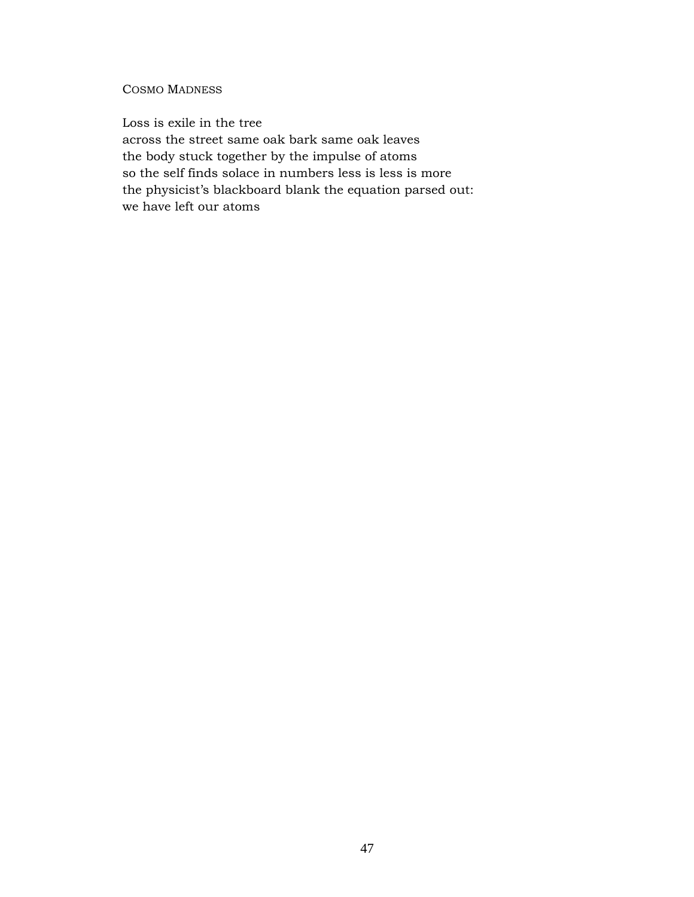## Cosmo Madness

Loss is exile in the tree  
across the street same oak bark same oak leaves  
the body stuck together by the impulse of atoms  
so the self finds solace in numbers less is less is more  
the physicist's blackboard blank the equation parsed out:  
we have left our atoms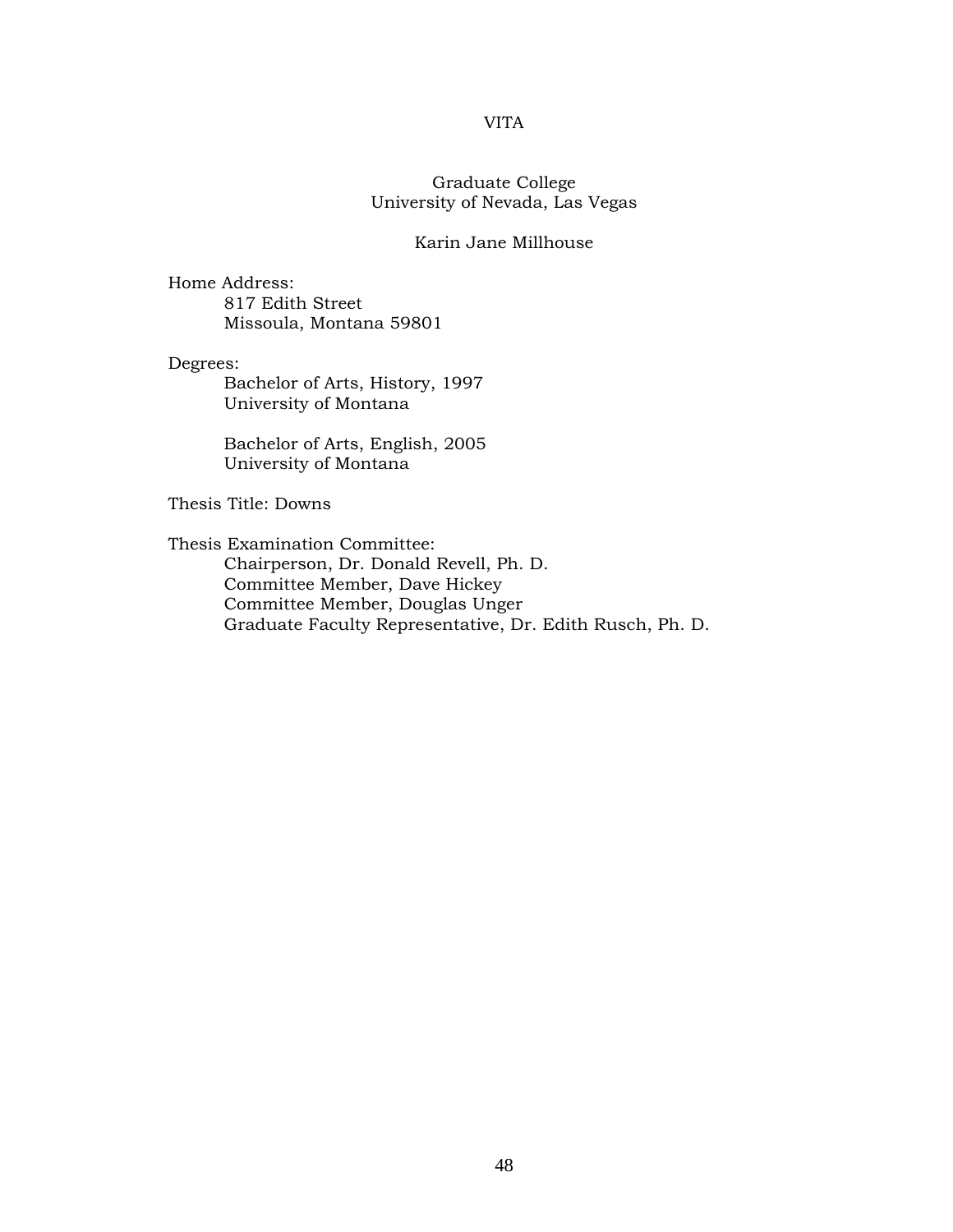# VITA

Graduate College
University of Nevada, Las Vegas

Karin Jane Millhouse

Home Address:
817 Edith Street
Missoula, Montana 59801

Degrees:
Bachelor of Arts, History, 1997
University of Montana

Bachelor of Arts, English, 2005
University of Montana

Thesis Title: Downs

Thesis Examination Committee:
Chairperson, Dr. Donald Revell, Ph. D.
Committee Member, Dave Hickey
Committee Member, Douglas Unger
Graduate Faculty Representative, Dr. Edith Rusch, Ph. D.